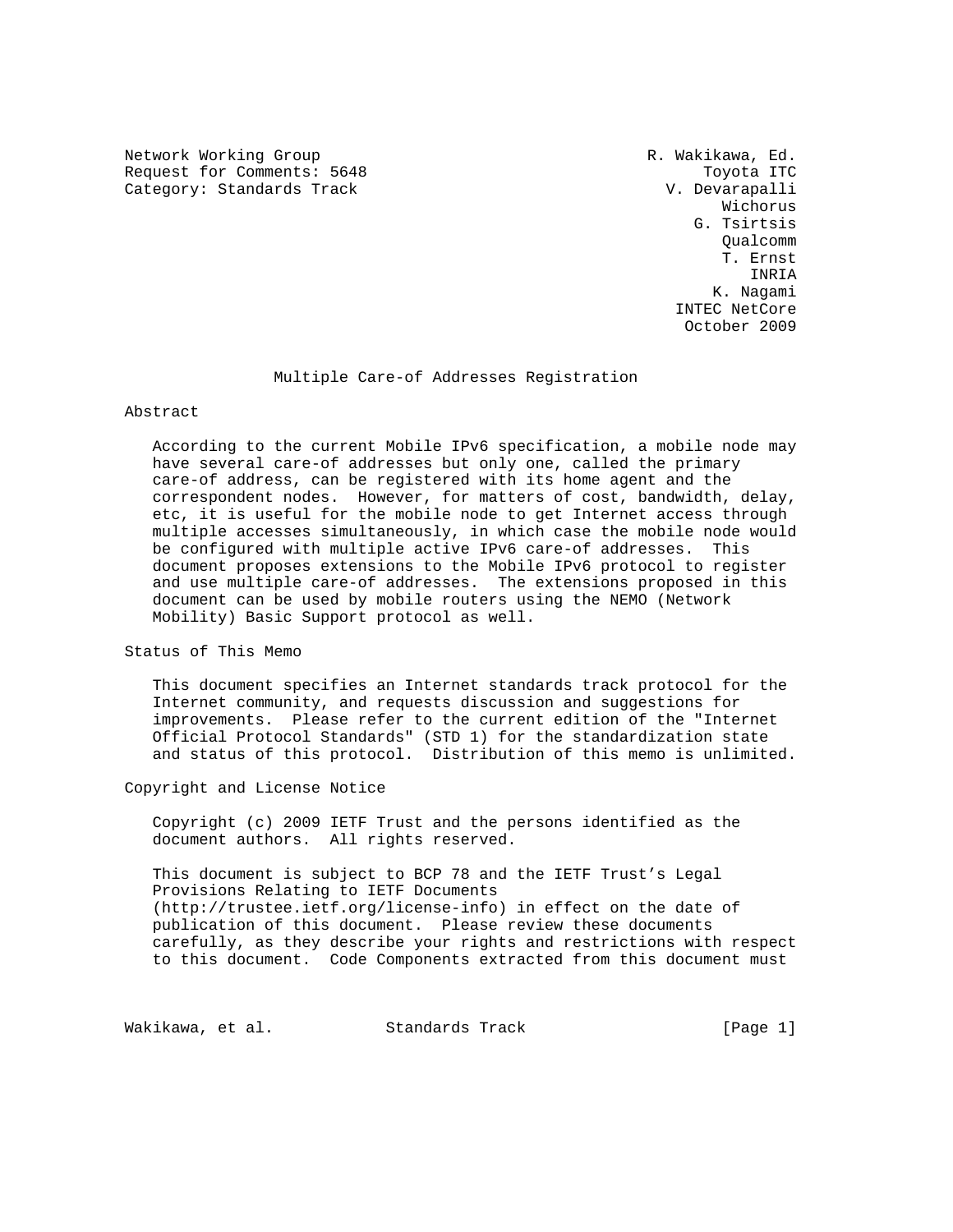Network Working Group R. Wakikawa, Ed.
Request for Comments: 5648 Toyota ITC
Category: Standards Track V. Devarapalli
Wichorus
G. Tsirtsis
Qualcomm
T. Ernst
INRIA
K. Nagami
INTEC NetCore
October 2009

# Multiple Care-of Addresses Registration

## Abstract

According to the current Mobile IPv6 specification, a mobile node may have several care-of addresses but only one, called the primary care-of address, can be registered with its home agent and the correspondent nodes. However, for matters of cost, bandwidth, delay, etc, it is useful for the mobile node to get Internet access through multiple accesses simultaneously, in which case the mobile node would be configured with multiple active IPv6 care-of addresses. This document proposes extensions to the Mobile IPv6 protocol to register and use multiple care-of addresses. The extensions proposed in this document can be used by mobile routers using the NEMO (Network Mobility) Basic Support protocol as well.

## Status of This Memo

This document specifies an Internet standards track protocol for the Internet community, and requests discussion and suggestions for improvements. Please refer to the current edition of the "Internet Official Protocol Standards" (STD 1) for the standardization state and status of this protocol. Distribution of this memo is unlimited.

## Copyright and License Notice

Copyright (c) 2009 IETF Trust and the persons identified as the document authors. All rights reserved.

This document is subject to BCP 78 and the IETF Trust's Legal Provisions Relating to IETF Documents (http://trustee.ietf.org/license-info) in effect on the date of publication of this document. Please review these documents carefully, as they describe your rights and restrictions with respect to this document. Code Components extracted from this document must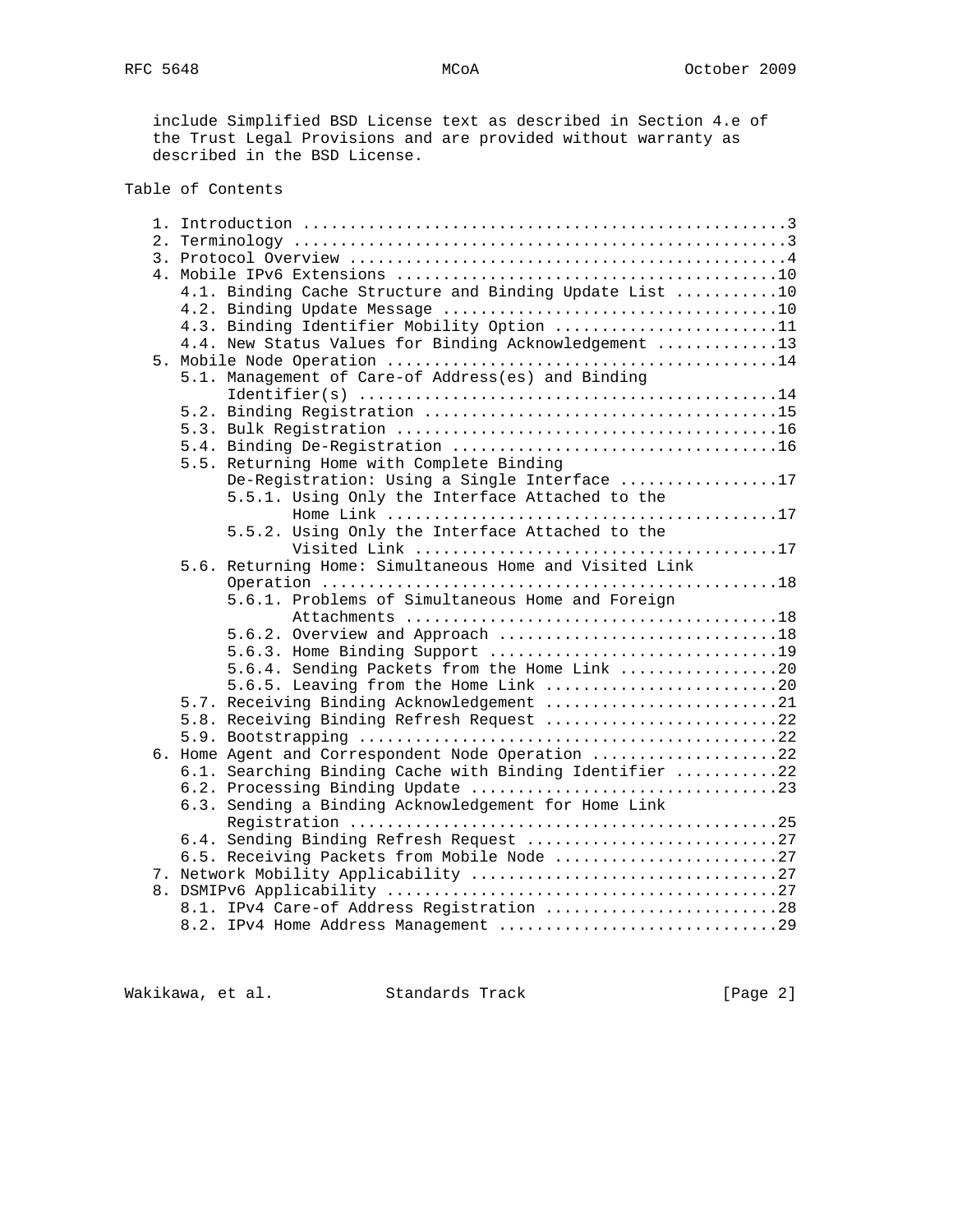include Simplified BSD License text as described in Section 4.e of the Trust Legal Provisions and are provided without warranty as described in the BSD License.

## Table of Contents

```
   1. Introduction ....................................................3
   2. Terminology .....................................................3
   3. Protocol Overview ...............................................4
   4. Mobile IPv6 Extensions .........................................10
      4.1. Binding Cache Structure and Binding Update List ...........10
      4.2. Binding Update Message ....................................10
      4.3. Binding Identifier Mobility Option ........................11
      4.4. New Status Values for Binding Acknowledgement .............13
   5. Mobile Node Operation ..........................................14
      5.1. Management of Care-of Address(es) and Binding
           Identifier(s) .............................................14
      5.2. Binding Registration ......................................15
      5.3. Bulk Registration .........................................16
      5.4. Binding De-Registration ...................................16
      5.5. Returning Home with Complete Binding
           De-Registration: Using a Single Interface .................17
           5.5.1. Using Only the Interface Attached to the
                  Home Link ..........................................17
           5.5.2. Using Only the Interface Attached to the
                  Visited Link .......................................17
      5.6. Returning Home: Simultaneous Home and Visited Link
           Operation .................................................18
           5.6.1. Problems of Simultaneous Home and Foreign
                  Attachments ........................................18
           5.6.2. Overview and Approach ..............................18
           5.6.3. Home Binding Support ...............................19
           5.6.4. Sending Packets from the Home Link .................20
           5.6.5. Leaving from the Home Link .........................20
      5.7. Receiving Binding Acknowledgement .........................21
      5.8. Receiving Binding Refresh Request .........................22
      5.9. Bootstrapping .............................................22
   6. Home Agent and Correspondent Node Operation ....................22
      6.1. Searching Binding Cache with Binding Identifier ...........22
      6.2. Processing Binding Update .................................23
      6.3. Sending a Binding Acknowledgement for Home Link
           Registration ..............................................25
      6.4. Sending Binding Refresh Request ...........................27
      6.5. Receiving Packets from Mobile Node ........................27
   7. Network Mobility Applicability .................................27
   8. DSMIPv6 Applicability ..........................................27
      8.1. IPv4 Care-of Address Registration .........................28
      8.2. IPv4 Home Address Management ..............................29
```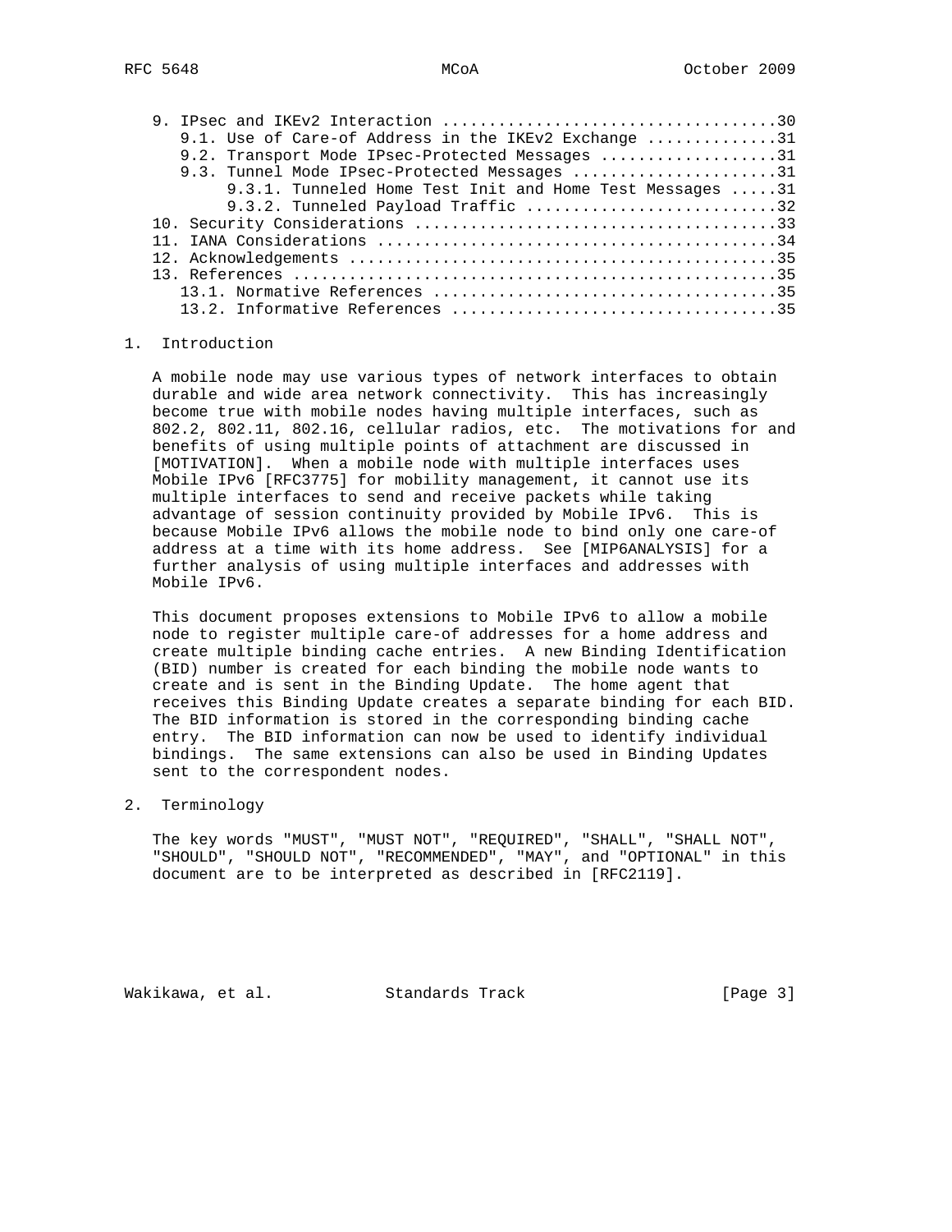9. IPsec and IKEv2 Interaction ....................................30
   9.1. Use of Care-of Address in the IKEv2 Exchange .............31
   9.2. Transport Mode IPsec-Protected Messages ...................31
   9.3. Tunnel Mode IPsec-Protected Messages ......................31
      9.3.1. Tunneled Home Test Init and Home Test Messages .....31
      9.3.2. Tunneled Payload Traffic ...........................32
10. Security Considerations .......................................33
11. IANA Considerations ...........................................34
12. Acknowledgements ..............................................35
13. References ....................................................35
   13.1. Normative References .....................................35
   13.2. Informative References ...................................35

# 1. Introduction

A mobile node may use various types of network interfaces to obtain durable and wide area network connectivity. This has increasingly become true with mobile nodes having multiple interfaces, such as 802.2, 802.11, 802.16, cellular radios, etc. The motivations for and benefits of using multiple points of attachment are discussed in [MOTIVATION]. When a mobile node with multiple interfaces uses Mobile IPv6 [RFC3775] for mobility management, it cannot use its multiple interfaces to send and receive packets while taking advantage of session continuity provided by Mobile IPv6. This is because Mobile IPv6 allows the mobile node to bind only one care-of address at a time with its home address. See [MIP6ANALYSIS] for a further analysis of using multiple interfaces and addresses with Mobile IPv6.

This document proposes extensions to Mobile IPv6 to allow a mobile node to register multiple care-of addresses for a home address and create multiple binding cache entries. A new Binding Identification (BID) number is created for each binding the mobile node wants to create and is sent in the Binding Update. The home agent that receives this Binding Update creates a separate binding for each BID. The BID information is stored in the corresponding binding cache entry. The BID information can now be used to identify individual bindings. The same extensions can also be used in Binding Updates sent to the correspondent nodes.

# 2. Terminology

The key words "MUST", "MUST NOT", "REQUIRED", "SHALL", "SHALL NOT", "SHOULD", "SHOULD NOT", "RECOMMENDED", "MAY", and "OPTIONAL" in this document are to be interpreted as described in [RFC2119].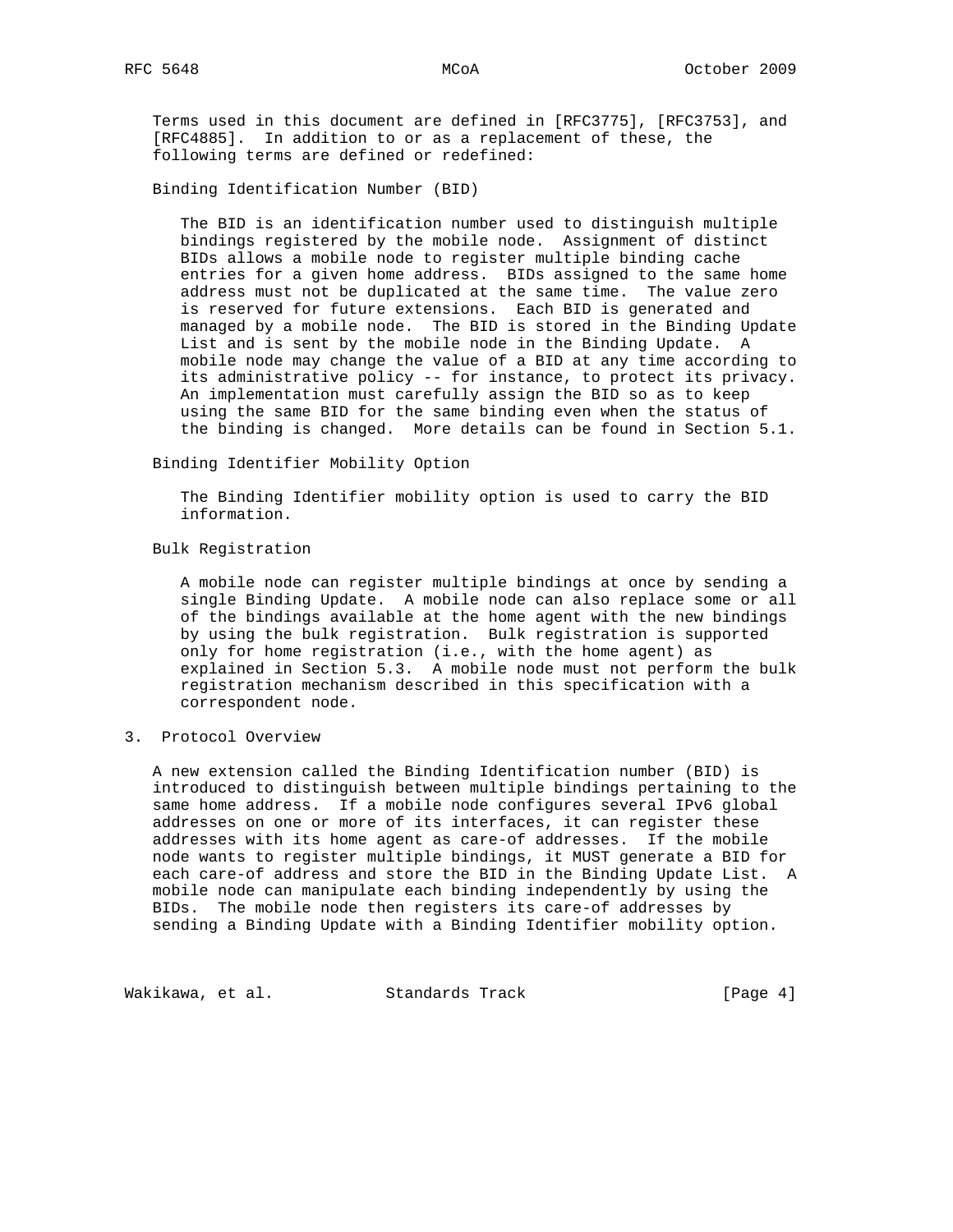Terms used in this document are defined in [RFC3775], [RFC3753], and [RFC4885]. In addition to or as a replacement of these, the following terms are defined or redefined:

Binding Identification Number (BID)

The BID is an identification number used to distinguish multiple bindings registered by the mobile node. Assignment of distinct BIDs allows a mobile node to register multiple binding cache entries for a given home address. BIDs assigned to the same home address must not be duplicated at the same time. The value zero is reserved for future extensions. Each BID is generated and managed by a mobile node. The BID is stored in the Binding Update List and is sent by the mobile node in the Binding Update. A mobile node may change the value of a BID at any time according to its administrative policy -- for instance, to protect its privacy. An implementation must carefully assign the BID so as to keep using the same BID for the same binding even when the status of the binding is changed. More details can be found in Section 5.1.

Binding Identifier Mobility Option

The Binding Identifier mobility option is used to carry the BID information.

Bulk Registration

A mobile node can register multiple bindings at once by sending a single Binding Update. A mobile node can also replace some or all of the bindings available at the home agent with the new bindings by using the bulk registration. Bulk registration is supported only for home registration (i.e., with the home agent) as explained in Section 5.3. A mobile node must not perform the bulk registration mechanism described in this specification with a correspondent node.

# 3. Protocol Overview

A new extension called the Binding Identification number (BID) is introduced to distinguish between multiple bindings pertaining to the same home address. If a mobile node configures several IPv6 global addresses on one or more of its interfaces, it can register these addresses with its home agent as care-of addresses. If the mobile node wants to register multiple bindings, it MUST generate a BID for each care-of address and store the BID in the Binding Update List. A mobile node can manipulate each binding independently by using the BIDs. The mobile node then registers its care-of addresses by sending a Binding Update with a Binding Identifier mobility option.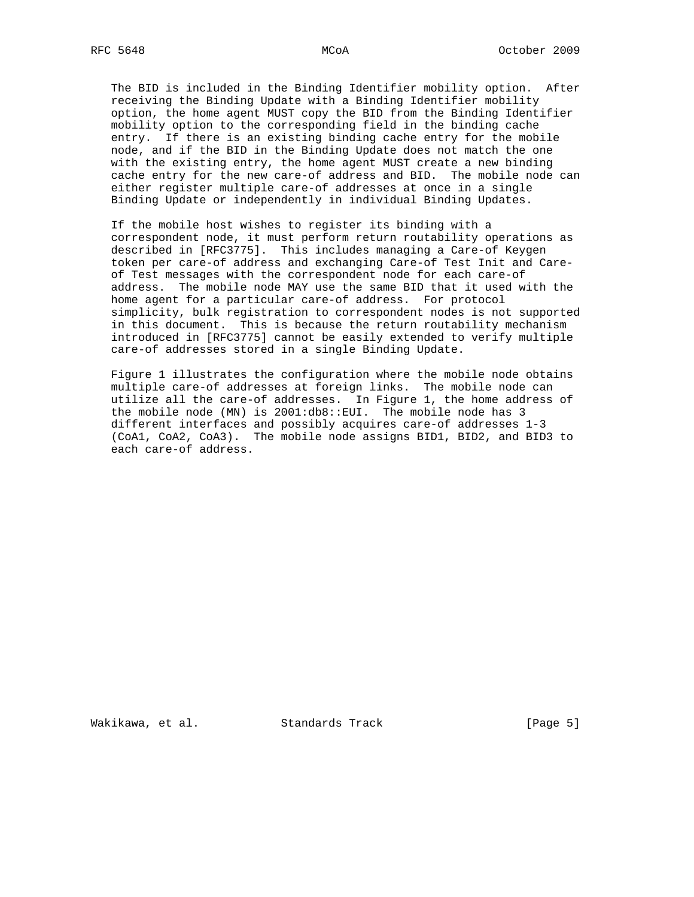The BID is included in the Binding Identifier mobility option. After receiving the Binding Update with a Binding Identifier mobility option, the home agent MUST copy the BID from the Binding Identifier mobility option to the corresponding field in the binding cache entry. If there is an existing binding cache entry for the mobile node, and if the BID in the Binding Update does not match the one with the existing entry, the home agent MUST create a new binding cache entry for the new care-of address and BID. The mobile node can either register multiple care-of addresses at once in a single Binding Update or independently in individual Binding Updates.

If the mobile host wishes to register its binding with a correspondent node, it must perform return routability operations as described in [RFC3775]. This includes managing a Care-of Keygen token per care-of address and exchanging Care-of Test Init and Care-of Test messages with the correspondent node for each care-of address. The mobile node MAY use the same BID that it used with the home agent for a particular care-of address. For protocol simplicity, bulk registration to correspondent nodes is not supported in this document. This is because the return routability mechanism introduced in [RFC3775] cannot be easily extended to verify multiple care-of addresses stored in a single Binding Update.

Figure 1 illustrates the configuration where the mobile node obtains multiple care-of addresses at foreign links. The mobile node can utilize all the care-of addresses. In Figure 1, the home address of the mobile node (MN) is 2001:db8::EUI. The mobile node has 3 different interfaces and possibly acquires care-of addresses 1-3 (CoA1, CoA2, CoA3). The mobile node assigns BID1, BID2, and BID3 to each care-of address.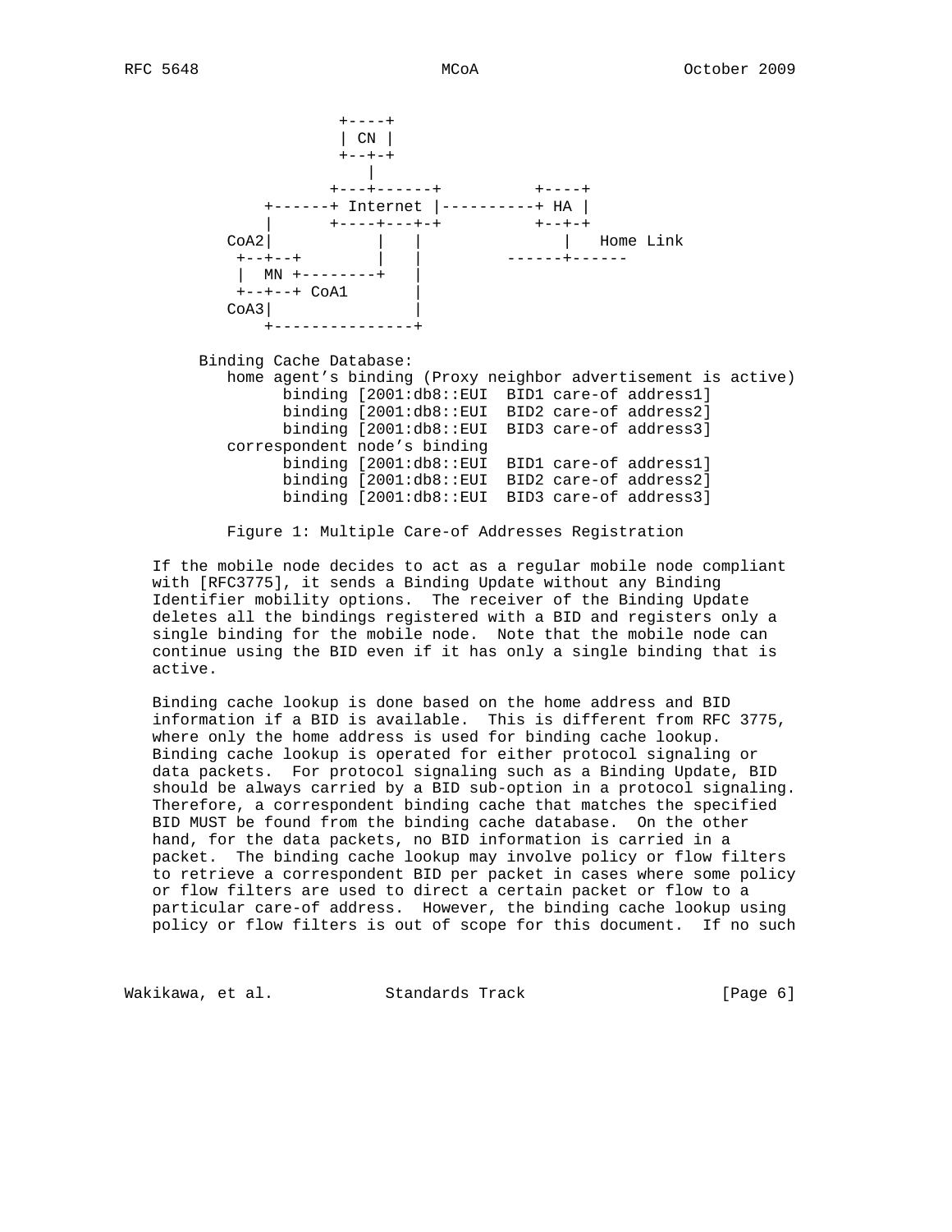```
                 +----+
                 | CN |
                 +--+-+
                    |
                +---+------+          +----+
         +------+ Internet |----------+ HA |
         |      +----+---+-+          +--+-+
     CoA2|           |   |               |   Home Link
      +--+--+        |   |         ------+------
      |  MN +--------+   |
      +--+--+ CoA1       |
     CoA3|               |
         +---------------+

   Binding Cache Database:
      home agent's binding (Proxy neighbor advertisement is active)
            binding [2001:db8::EUI  BID1 care-of address1]
            binding [2001:db8::EUI  BID2 care-of address2]
            binding [2001:db8::EUI  BID3 care-of address3]
      correspondent node's binding
            binding [2001:db8::EUI  BID1 care-of address1]
            binding [2001:db8::EUI  BID2 care-of address2]
            binding [2001:db8::EUI  BID3 care-of address3]
```

Figure 1: Multiple Care-of Addresses Registration

If the mobile node decides to act as a regular mobile node compliant with [RFC3775], it sends a Binding Update without any Binding Identifier mobility options. The receiver of the Binding Update deletes all the bindings registered with a BID and registers only a single binding for the mobile node. Note that the mobile node can continue using the BID even if it has only a single binding that is active.

Binding cache lookup is done based on the home address and BID information if a BID is available. This is different from RFC 3775, where only the home address is used for binding cache lookup. Binding cache lookup is operated for either protocol signaling or data packets. For protocol signaling such as a Binding Update, BID should be always carried by a BID sub-option in a protocol signaling. Therefore, a correspondent binding cache that matches the specified BID MUST be found from the binding cache database. On the other hand, for the data packets, no BID information is carried in a packet. The binding cache lookup may involve policy or flow filters to retrieve a correspondent BID per packet in cases where some policy or flow filters are used to direct a certain packet or flow to a particular care-of address. However, the binding cache lookup using policy or flow filters is out of scope for this document. If no such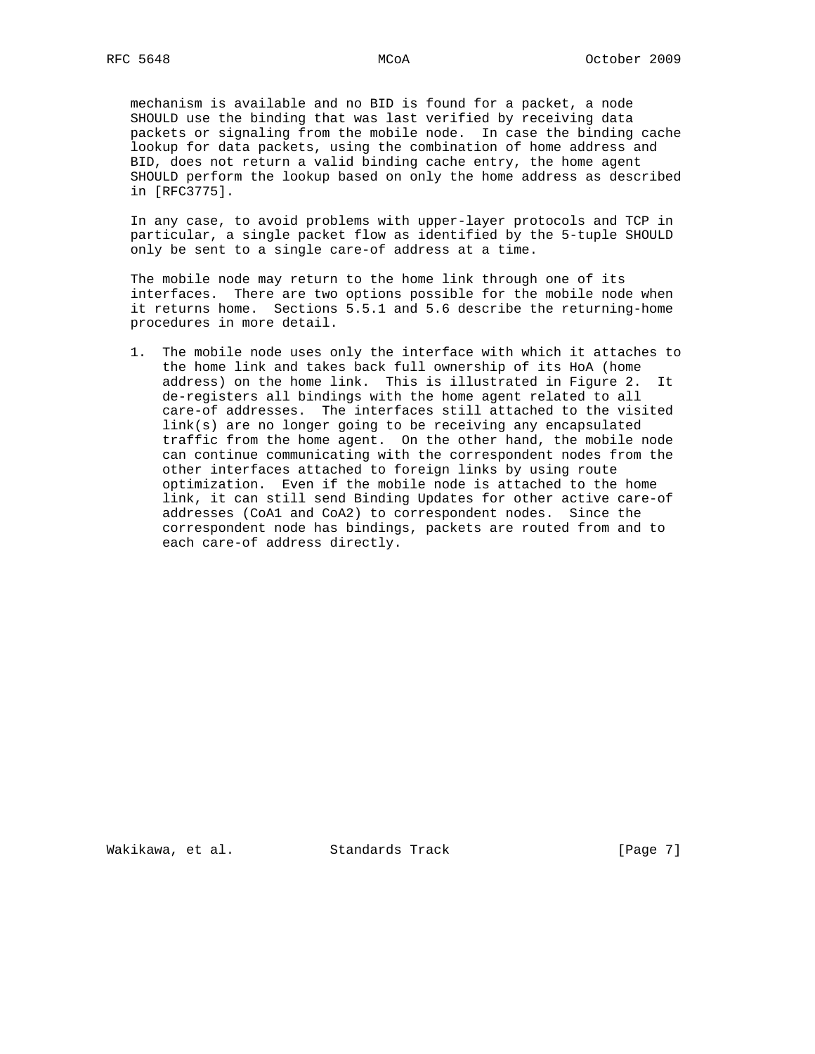mechanism is available and no BID is found for a packet, a node SHOULD use the binding that was last verified by receiving data packets or signaling from the mobile node. In case the binding cache lookup for data packets, using the combination of home address and BID, does not return a valid binding cache entry, the home agent SHOULD perform the lookup based on only the home address as described in [RFC3775].

In any case, to avoid problems with upper-layer protocols and TCP in particular, a single packet flow as identified by the 5-tuple SHOULD only be sent to a single care-of address at a time.

The mobile node may return to the home link through one of its interfaces. There are two options possible for the mobile node when it returns home. Sections 5.5.1 and 5.6 describe the returning-home procedures in more detail.

1. The mobile node uses only the interface with which it attaches to the home link and takes back full ownership of its HoA (home address) on the home link. This is illustrated in Figure 2. It de-registers all bindings with the home agent related to all care-of addresses. The interfaces still attached to the visited link(s) are no longer going to be receiving any encapsulated traffic from the home agent. On the other hand, the mobile node can continue communicating with the correspondent nodes from the other interfaces attached to foreign links by using route optimization. Even if the mobile node is attached to the home link, it can still send Binding Updates for other active care-of addresses (CoA1 and CoA2) to correspondent nodes. Since the correspondent node has bindings, packets are routed from and to each care-of address directly.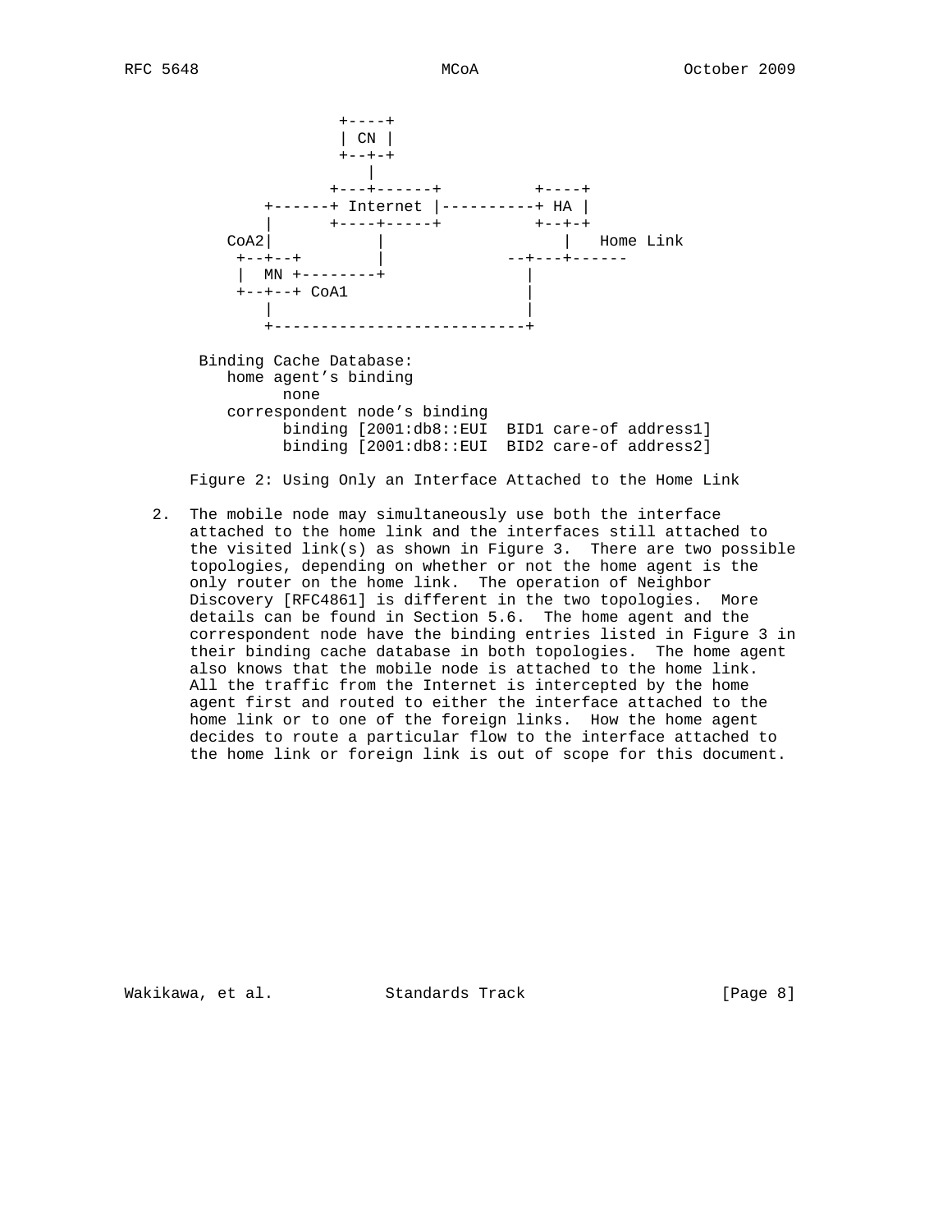```
                 +----+
                 | CN |
                 +--+-+
                    |
                +---+------+          +----+
         +------+ Internet |----------+ HA |
         |      +----+-----+          +--+-+
     CoA2|           |                   |   Home Link
      +--+--+        |             --+---+------
      |  MN +--------+               |
      +--+--+ CoA1                   |
         |                           |
         +---------------------------+

     Binding Cache Database:
        home agent's binding
              none
        correspondent node's binding
              binding [2001:db8::EUI  BID1 care-of address1]
              binding [2001:db8::EUI  BID2 care-of address2]
```

Figure 2: Using Only an Interface Attached to the Home Link

2. The mobile node may simultaneously use both the interface attached to the home link and the interfaces still attached to the visited link(s) as shown in Figure 3. There are two possible topologies, depending on whether or not the home agent is the only router on the home link. The operation of Neighbor Discovery [RFC4861] is different in the two topologies. More details can be found in Section 5.6. The home agent and the correspondent node have the binding entries listed in Figure 3 in their binding cache database in both topologies. The home agent also knows that the mobile node is attached to the home link. All the traffic from the Internet is intercepted by the home agent first and routed to either the interface attached to the home link or to one of the foreign links. How the home agent decides to route a particular flow to the interface attached to the home link or foreign link is out of scope for this document.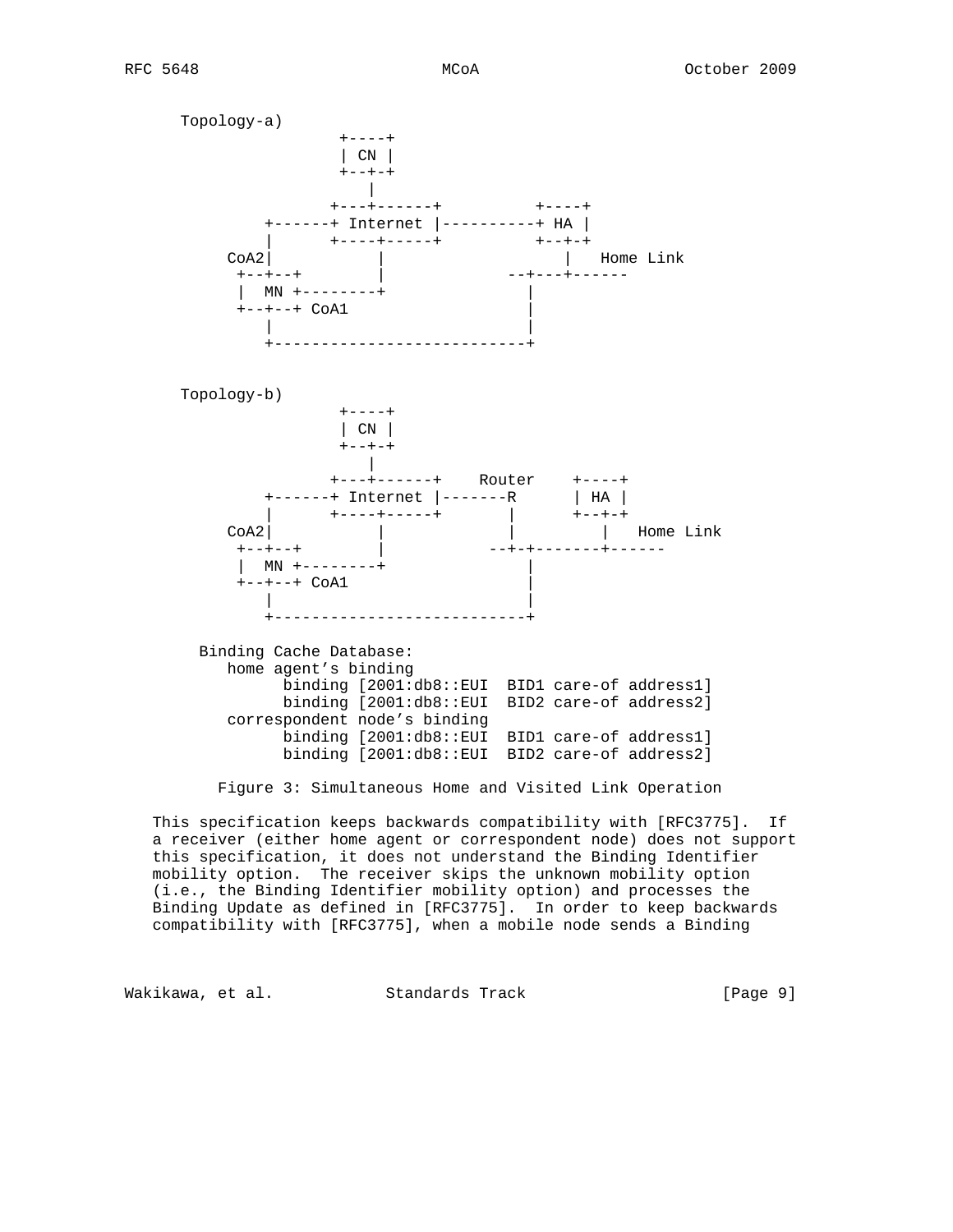```
   Topology-a)
                  +----+
                  | CN |
                  +--+-+
                     |
                 +---+------+          +----+
          +------+ Internet |----------+ HA |
          |      +----+-----+          +--+-+
      CoA2|           |                   |   Home Link
       +--+--+        |              --+---+------
       |  MN +--------+                |
       +--+--+ CoA1                    |
          |                            |
          +----------------------------+

   Topology-b)
                  +----+
                  | CN |
                  +--+-+
                     |
                 +---+------+    Router    +----+
          +------+ Internet |-------R      | HA |
          |      +----+-----+       |      +--+-+
      CoA2|           |             |         |   Home Link
       +--+--+        |           --+-+-------+------
       |  MN +--------+               |
       +--+--+ CoA1                   |
          |                           |
          +---------------------------+

     Binding Cache Database:
        home agent's binding
              binding [2001:db8::EUI  BID1 care-of address1]
              binding [2001:db8::EUI  BID2 care-of address2]
        correspondent node's binding
              binding [2001:db8::EUI  BID1 care-of address1]
              binding [2001:db8::EUI  BID2 care-of address2]
```

Figure 3: Simultaneous Home and Visited Link Operation

This specification keeps backwards compatibility with [RFC3775]. If a receiver (either home agent or correspondent node) does not support this specification, it does not understand the Binding Identifier mobility option. The receiver skips the unknown mobility option (i.e., the Binding Identifier mobility option) and processes the Binding Update as defined in [RFC3775]. In order to keep backwards compatibility with [RFC3775], when a mobile node sends a Binding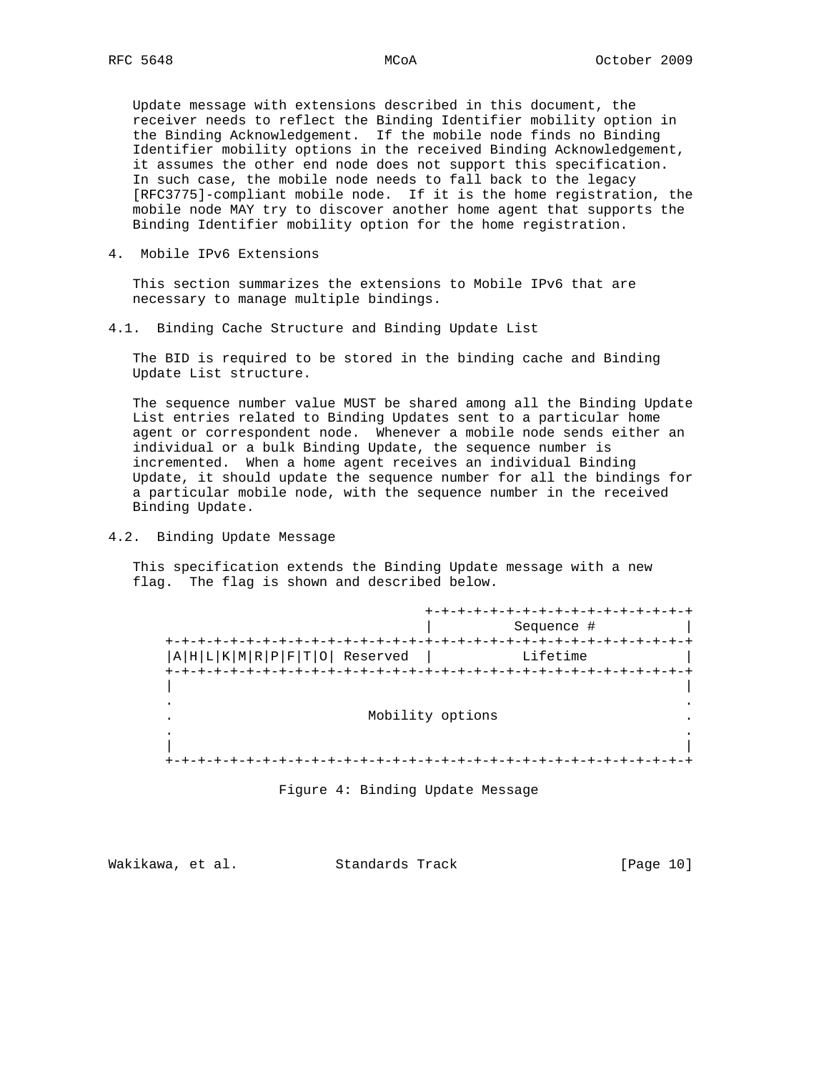Update message with extensions described in this document, the receiver needs to reflect the Binding Identifier mobility option in the Binding Acknowledgement. If the mobile node finds no Binding Identifier mobility options in the received Binding Acknowledgement, it assumes the other end node does not support this specification. In such case, the mobile node needs to fall back to the legacy [RFC3775]-compliant mobile node. If it is the home registration, the mobile node MAY try to discover another home agent that supports the Binding Identifier mobility option for the home registration.

## 4. Mobile IPv6 Extensions

This section summarizes the extensions to Mobile IPv6 that are necessary to manage multiple bindings.

### 4.1. Binding Cache Structure and Binding Update List

The BID is required to be stored in the binding cache and Binding Update List structure.

The sequence number value MUST be shared among all the Binding Update List entries related to Binding Updates sent to a particular home agent or correspondent node. Whenever a mobile node sends either an individual or a bulk Binding Update, the sequence number is incremented. When a home agent receives an individual Binding Update, it should update the sequence number for all the bindings for a particular mobile node, with the sequence number in the received Binding Update.

### 4.2. Binding Update Message

This specification extends the Binding Update message with a new flag. The flag is shown and described below.

```
                                 +-+-+-+-+-+-+-+-+-+-+-+-+-+-+-+-+
                                 |          Sequence #           |
 +-+-+-+-+-+-+-+-+-+-+-+-+-+-+-+-+-+-+-+-+-+-+-+-+-+-+-+-+-+-+-+-+
 |A|H|L|K|M|R|P|F|T|O| Reserved  |           Lifetime            |
 +-+-+-+-+-+-+-+-+-+-+-+-+-+-+-+-+-+-+-+-+-+-+-+-+-+-+-+-+-+-+-+-+
 |                                                               |
 .                                                               .
 .                        Mobility options                       .
 .                                                               .
 |                                                               |
 +-+-+-+-+-+-+-+-+-+-+-+-+-+-+-+-+-+-+-+-+-+-+-+-+-+-+-+-+-+-+-+-+
```

Figure 4: Binding Update Message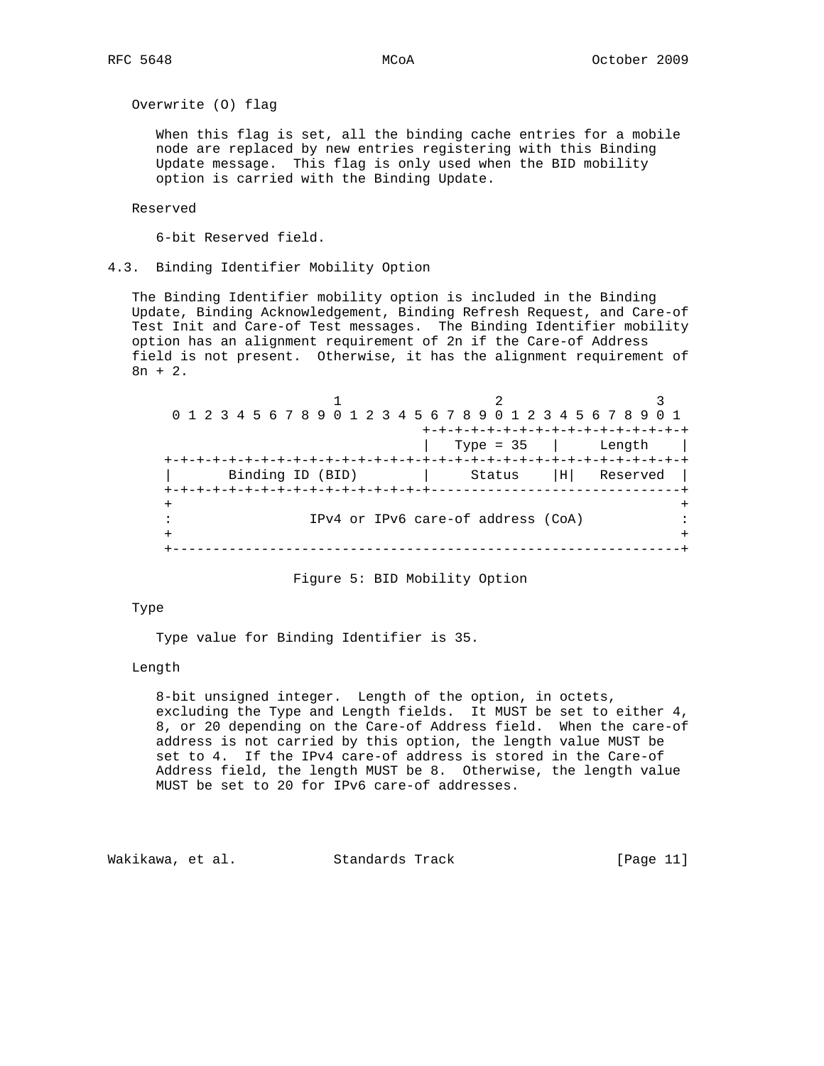Overwrite (O) flag

When this flag is set, all the binding cache entries for a mobile node are replaced by new entries registering with this Binding Update message. This flag is only used when the BID mobility option is carried with the Binding Update.

Reserved

6-bit Reserved field.

### 4.3. Binding Identifier Mobility Option

The Binding Identifier mobility option is included in the Binding Update, Binding Acknowledgement, Binding Refresh Request, and Care-of Test Init and Care-of Test messages. The Binding Identifier mobility option has an alignment requirement of 2n if the Care-of Address field is not present. Otherwise, it has the alignment requirement of 8n + 2.

```
                     1                   2                   3
 0 1 2 3 4 5 6 7 8 9 0 1 2 3 4 5 6 7 8 9 0 1 2 3 4 5 6 7 8 9 0 1
                                +-+-+-+-+-+-+-+-+-+-+-+-+-+-+-+-+
                                |   Type = 35   |     Length    |
+-+-+-+-+-+-+-+-+-+-+-+-+-+-+-+-+-+-+-+-+-+-+-+-+-+-+-+-+-+-+-+-+
|       Binding ID (BID)        |     Status    |H|   Reserved  |
+-+-+-+-+-+-+-+-+-+-+-+-+-+-+-+-+-------------------------------+
+                                                               +
:               IPv4 or IPv6 care-of address (CoA)              :
+                                                               +
+---------------------------------------------------------------+
```

Figure 5: BID Mobility Option

Type

Type value for Binding Identifier is 35.

Length

8-bit unsigned integer. Length of the option, in octets, excluding the Type and Length fields. It MUST be set to either 4, 8, or 20 depending on the Care-of Address field. When the care-of address is not carried by this option, the length value MUST be set to 4. If the IPv4 care-of address is stored in the Care-of Address field, the length MUST be 8. Otherwise, the length value MUST be set to 20 for IPv6 care-of addresses.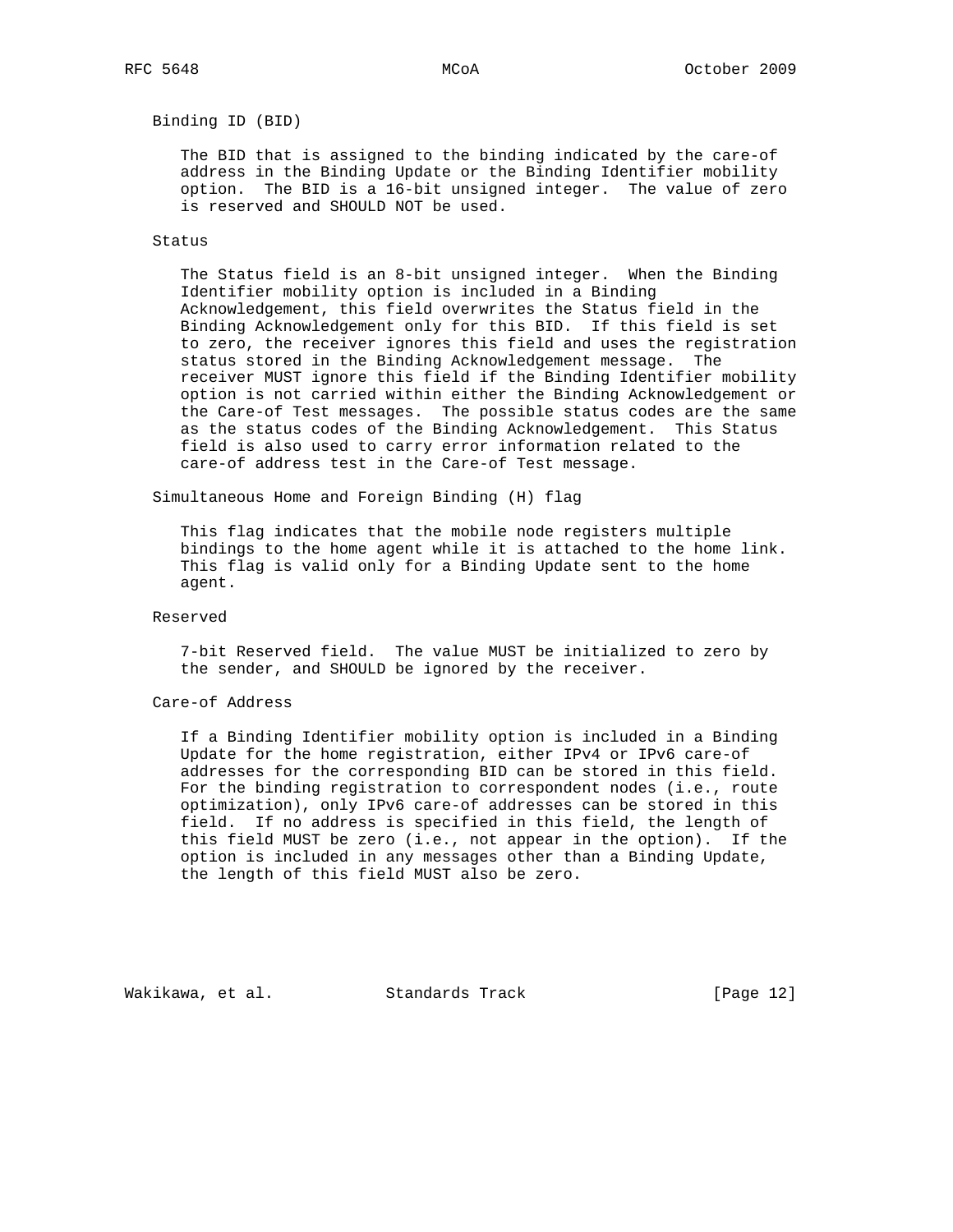Binding ID (BID)

The BID that is assigned to the binding indicated by the care-of address in the Binding Update or the Binding Identifier mobility option. The BID is a 16-bit unsigned integer. The value of zero is reserved and SHOULD NOT be used.

Status

The Status field is an 8-bit unsigned integer. When the Binding Identifier mobility option is included in a Binding Acknowledgement, this field overwrites the Status field in the Binding Acknowledgement only for this BID. If this field is set to zero, the receiver ignores this field and uses the registration status stored in the Binding Acknowledgement message. The receiver MUST ignore this field if the Binding Identifier mobility option is not carried within either the Binding Acknowledgement or the Care-of Test messages. The possible status codes are the same as the status codes of the Binding Acknowledgement. This Status field is also used to carry error information related to the care-of address test in the Care-of Test message.

Simultaneous Home and Foreign Binding (H) flag

This flag indicates that the mobile node registers multiple bindings to the home agent while it is attached to the home link. This flag is valid only for a Binding Update sent to the home agent.

Reserved

7-bit Reserved field. The value MUST be initialized to zero by the sender, and SHOULD be ignored by the receiver.

Care-of Address

If a Binding Identifier mobility option is included in a Binding Update for the home registration, either IPv4 or IPv6 care-of addresses for the corresponding BID can be stored in this field. For the binding registration to correspondent nodes (i.e., route optimization), only IPv6 care-of addresses can be stored in this field. If no address is specified in this field, the length of this field MUST be zero (i.e., not appear in the option). If the option is included in any messages other than a Binding Update, the length of this field MUST also be zero.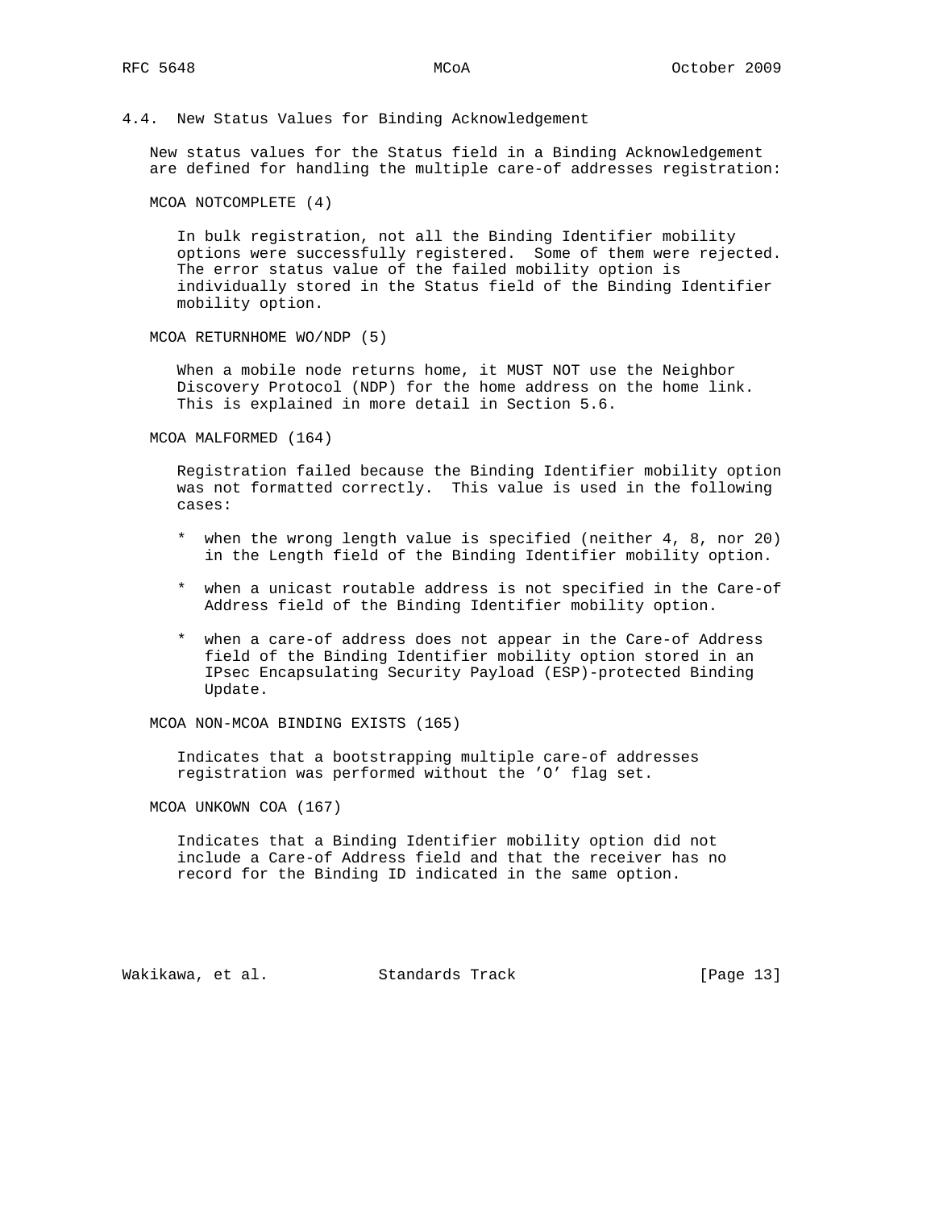### 4.4. New Status Values for Binding Acknowledgement

New status values for the Status field in a Binding Acknowledgement are defined for handling the multiple care-of addresses registration:

MCOA NOTCOMPLETE (4)

> In bulk registration, not all the Binding Identifier mobility options were successfully registered. Some of them were rejected. The error status value of the failed mobility option is individually stored in the Status field of the Binding Identifier mobility option.

MCOA RETURNHOME WO/NDP (5)

> When a mobile node returns home, it MUST NOT use the Neighbor Discovery Protocol (NDP) for the home address on the home link. This is explained in more detail in Section 5.6.

MCOA MALFORMED (164)

> Registration failed because the Binding Identifier mobility option was not formatted correctly. This value is used in the following cases:
>
> * when the wrong length value is specified (neither 4, 8, nor 20) in the Length field of the Binding Identifier mobility option.
> * when a unicast routable address is not specified in the Care-of Address field of the Binding Identifier mobility option.
> * when a care-of address does not appear in the Care-of Address field of the Binding Identifier mobility option stored in an IPsec Encapsulating Security Payload (ESP)-protected Binding Update.

MCOA NON-MCOA BINDING EXISTS (165)

> Indicates that a bootstrapping multiple care-of addresses registration was performed without the 'O' flag set.

MCOA UNKOWN COA (167)

> Indicates that a Binding Identifier mobility option did not include a Care-of Address field and that the receiver has no record for the Binding ID indicated in the same option.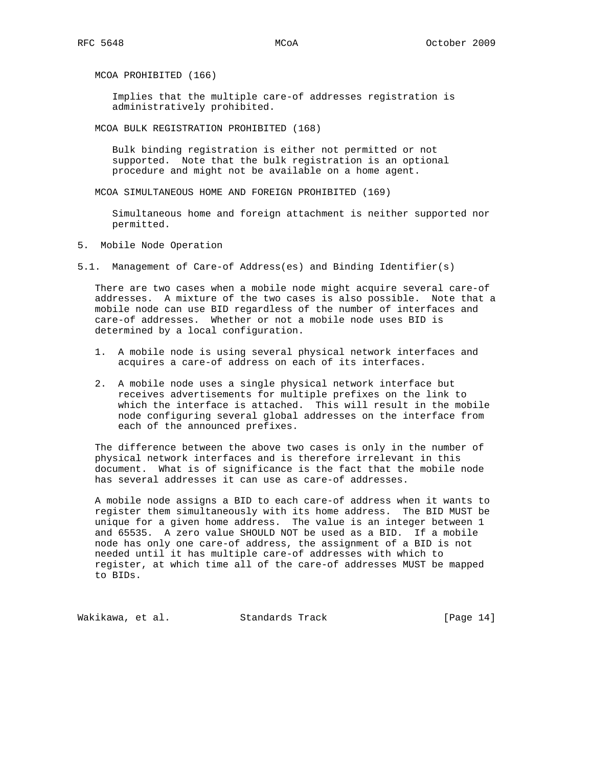MCOA PROHIBITED (166)

Implies that the multiple care-of addresses registration is administratively prohibited.

MCOA BULK REGISTRATION PROHIBITED (168)

Bulk binding registration is either not permitted or not supported. Note that the bulk registration is an optional procedure and might not be available on a home agent.

MCOA SIMULTANEOUS HOME AND FOREIGN PROHIBITED (169)

Simultaneous home and foreign attachment is neither supported nor permitted.

## 5. Mobile Node Operation

### 5.1. Management of Care-of Address(es) and Binding Identifier(s)

There are two cases when a mobile node might acquire several care-of addresses. A mixture of the two cases is also possible. Note that a mobile node can use BID regardless of the number of interfaces and care-of addresses. Whether or not a mobile node uses BID is determined by a local configuration.

1. A mobile node is using several physical network interfaces and acquires a care-of address on each of its interfaces.

2. A mobile node uses a single physical network interface but receives advertisements for multiple prefixes on the link to which the interface is attached. This will result in the mobile node configuring several global addresses on the interface from each of the announced prefixes.

The difference between the above two cases is only in the number of physical network interfaces and is therefore irrelevant in this document. What is of significance is the fact that the mobile node has several addresses it can use as care-of addresses.

A mobile node assigns a BID to each care-of address when it wants to register them simultaneously with its home address. The BID MUST be unique for a given home address. The value is an integer between 1 and 65535. A zero value SHOULD NOT be used as a BID. If a mobile node has only one care-of address, the assignment of a BID is not needed until it has multiple care-of addresses with which to register, at which time all of the care-of addresses MUST be mapped to BIDs.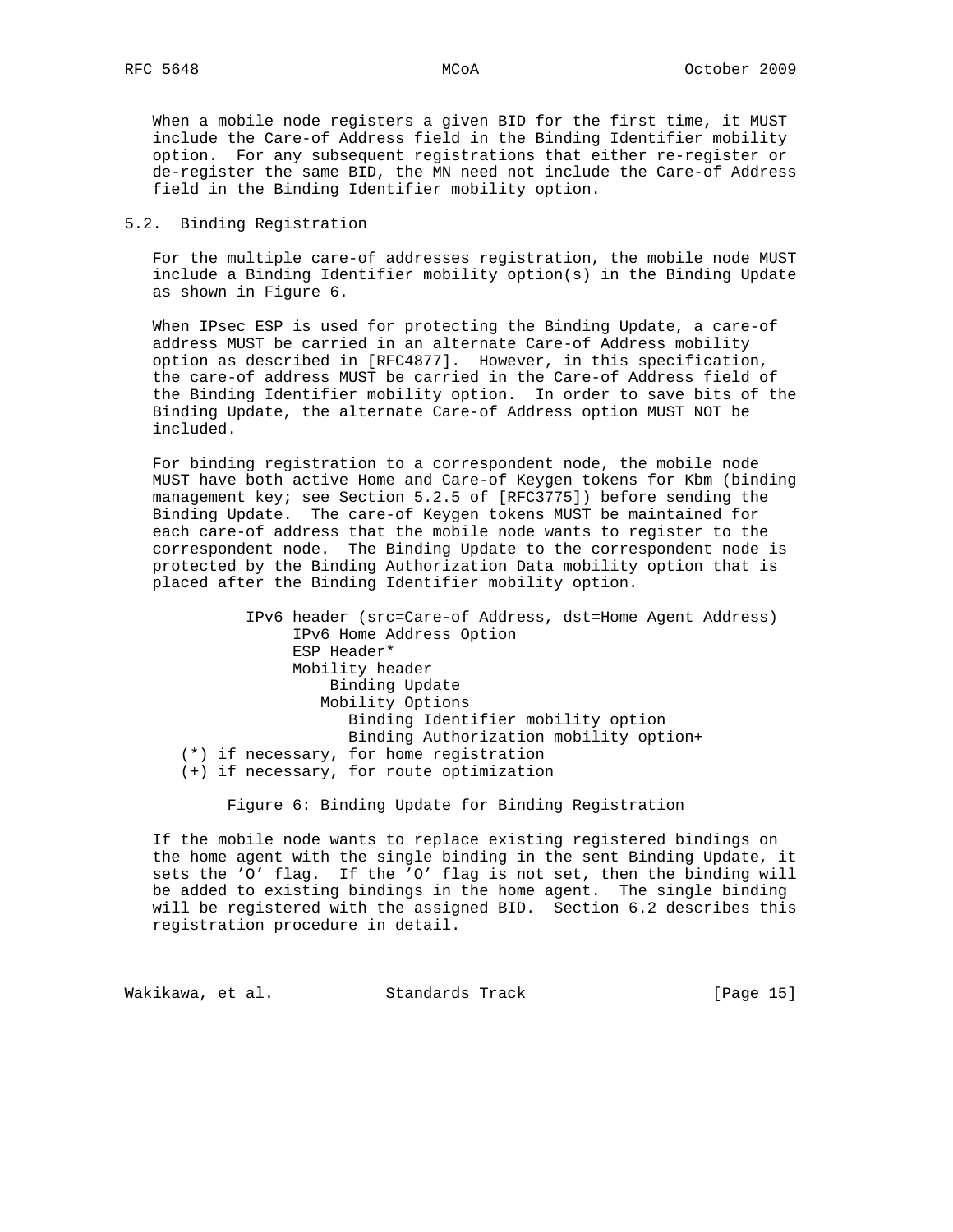When a mobile node registers a given BID for the first time, it MUST include the Care-of Address field in the Binding Identifier mobility option. For any subsequent registrations that either re-register or de-register the same BID, the MN need not include the Care-of Address field in the Binding Identifier mobility option.

### 5.2. Binding Registration

For the multiple care-of addresses registration, the mobile node MUST include a Binding Identifier mobility option(s) in the Binding Update as shown in Figure 6.

When IPsec ESP is used for protecting the Binding Update, a care-of address MUST be carried in an alternate Care-of Address mobility option as described in [RFC4877]. However, in this specification, the care-of address MUST be carried in the Care-of Address field of the Binding Identifier mobility option. In order to save bits of the Binding Update, the alternate Care-of Address option MUST NOT be included.

For binding registration to a correspondent node, the mobile node MUST have both active Home and Care-of Keygen tokens for Kbm (binding management key; see Section 5.2.5 of [RFC3775]) before sending the Binding Update. The care-of Keygen tokens MUST be maintained for each care-of address that the mobile node wants to register to the correspondent node. The Binding Update to the correspondent node is protected by the Binding Authorization Data mobility option that is placed after the Binding Identifier mobility option.

```
          IPv6 header (src=Care-of Address, dst=Home Agent Address)
               IPv6 Home Address Option
               ESP Header*
               Mobility header
                   Binding Update
                  Mobility Options
                     Binding Identifier mobility option
                     Binding Authorization mobility option+
   (*) if necessary, for home registration
   (+) if necessary, for route optimization
```

Figure 6: Binding Update for Binding Registration

If the mobile node wants to replace existing registered bindings on the home agent with the single binding in the sent Binding Update, it sets the 'O' flag. If the 'O' flag is not set, then the binding will be added to existing bindings in the home agent. The single binding will be registered with the assigned BID. Section 6.2 describes this registration procedure in detail.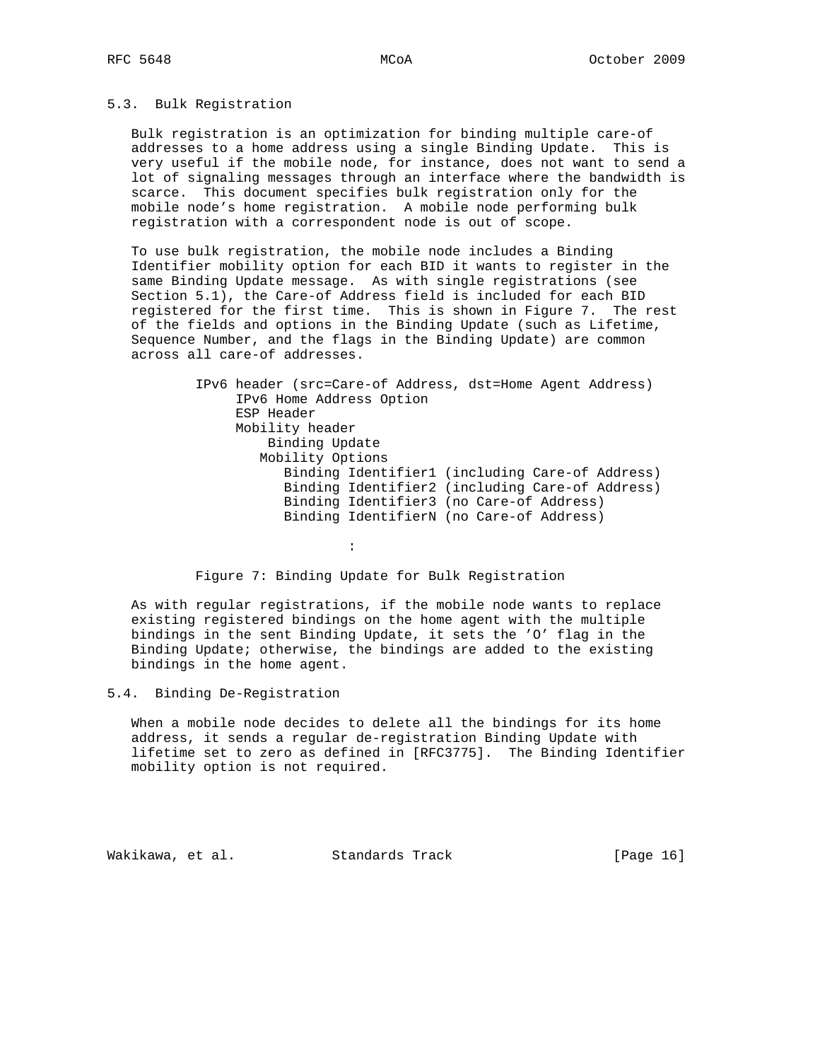## 5.3. Bulk Registration

Bulk registration is an optimization for binding multiple care-of addresses to a home address using a single Binding Update. This is very useful if the mobile node, for instance, does not want to send a lot of signaling messages through an interface where the bandwidth is scarce. This document specifies bulk registration only for the mobile node's home registration. A mobile node performing bulk registration with a correspondent node is out of scope.

To use bulk registration, the mobile node includes a Binding Identifier mobility option for each BID it wants to register in the same Binding Update message. As with single registrations (see Section 5.1), the Care-of Address field is included for each BID registered for the first time. This is shown in Figure 7. The rest of the fields and options in the Binding Update (such as Lifetime, Sequence Number, and the flags in the Binding Update) are common across all care-of addresses.

```
IPv6 header (src=Care-of Address, dst=Home Agent Address)
     IPv6 Home Address Option
     ESP Header
     Mobility header
         Binding Update
        Mobility Options
           Binding Identifier1 (including Care-of Address)
           Binding Identifier2 (including Care-of Address)
           Binding Identifier3 (no Care-of Address)
           Binding IdentifierN (no Care-of Address)

                   :
```

Figure 7: Binding Update for Bulk Registration

As with regular registrations, if the mobile node wants to replace existing registered bindings on the home agent with the multiple bindings in the sent Binding Update, it sets the 'O' flag in the Binding Update; otherwise, the bindings are added to the existing bindings in the home agent.

## 5.4. Binding De-Registration

When a mobile node decides to delete all the bindings for its home address, it sends a regular de-registration Binding Update with lifetime set to zero as defined in [RFC3775]. The Binding Identifier mobility option is not required.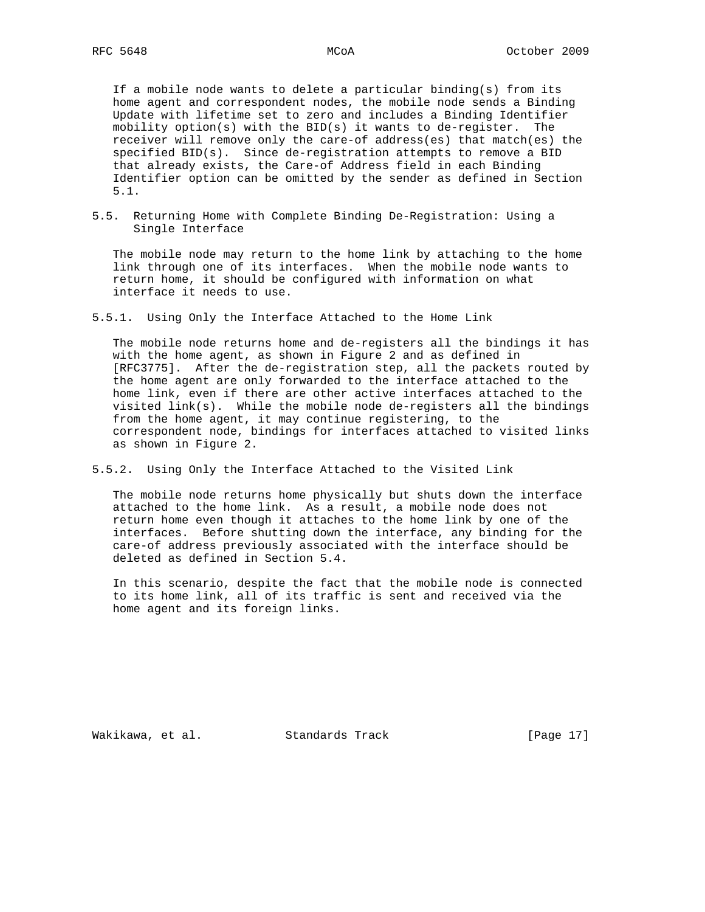If a mobile node wants to delete a particular binding(s) from its home agent and correspondent nodes, the mobile node sends a Binding Update with lifetime set to zero and includes a Binding Identifier mobility option(s) with the BID(s) it wants to de-register. The receiver will remove only the care-of address(es) that match(es) the specified BID(s). Since de-registration attempts to remove a BID that already exists, the Care-of Address field in each Binding Identifier option can be omitted by the sender as defined in Section 5.1.

## 5.5. Returning Home with Complete Binding De-Registration: Using a Single Interface

The mobile node may return to the home link by attaching to the home link through one of its interfaces. When the mobile node wants to return home, it should be configured with information on what interface it needs to use.

### 5.5.1. Using Only the Interface Attached to the Home Link

The mobile node returns home and de-registers all the bindings it has with the home agent, as shown in Figure 2 and as defined in [RFC3775]. After the de-registration step, all the packets routed by the home agent are only forwarded to the interface attached to the home link, even if there are other active interfaces attached to the visited link(s). While the mobile node de-registers all the bindings from the home agent, it may continue registering, to the correspondent node, bindings for interfaces attached to visited links as shown in Figure 2.

### 5.5.2. Using Only the Interface Attached to the Visited Link

The mobile node returns home physically but shuts down the interface attached to the home link. As a result, a mobile node does not return home even though it attaches to the home link by one of the interfaces. Before shutting down the interface, any binding for the care-of address previously associated with the interface should be deleted as defined in Section 5.4.

In this scenario, despite the fact that the mobile node is connected to its home link, all of its traffic is sent and received via the home agent and its foreign links.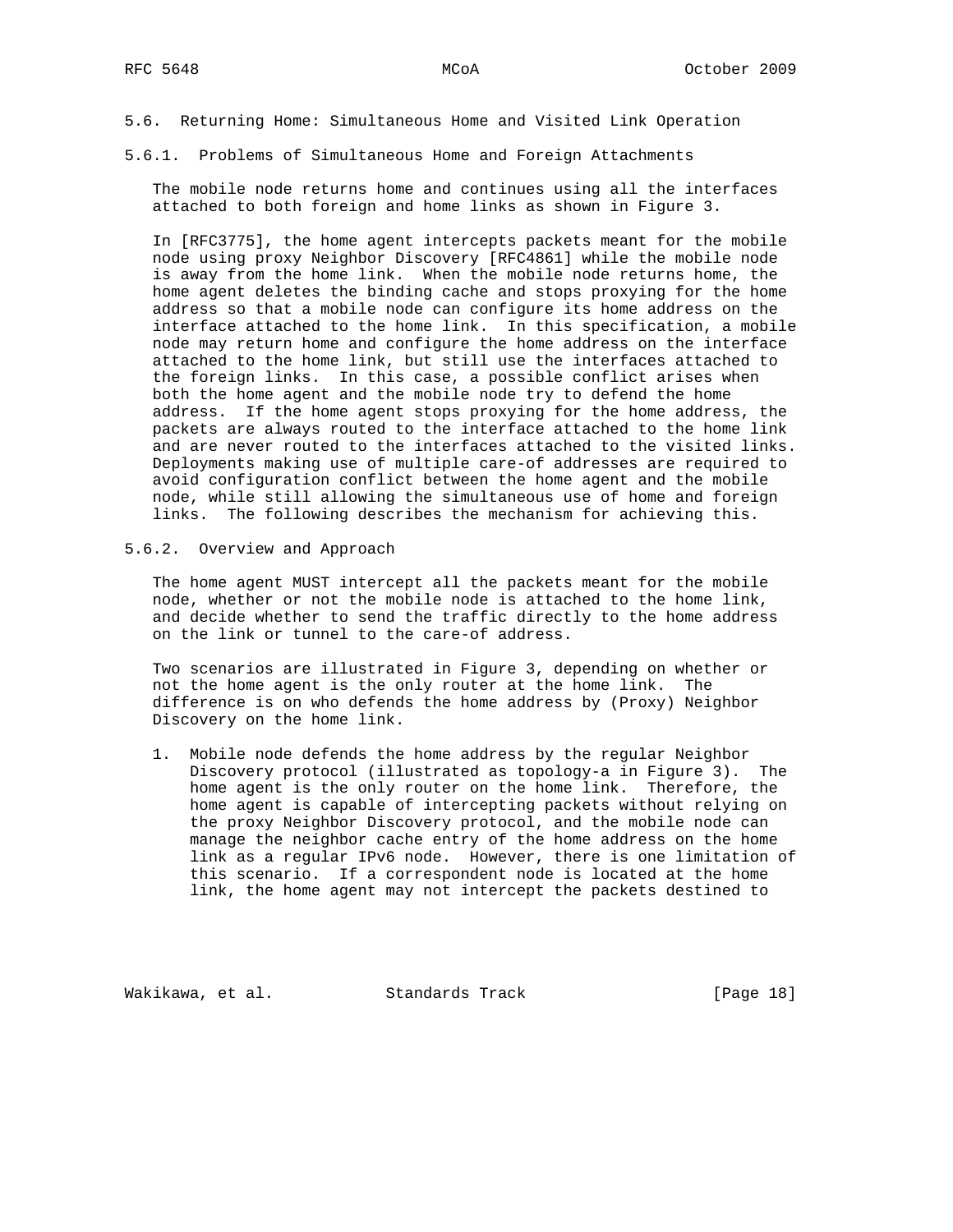## 5.6. Returning Home: Simultaneous Home and Visited Link Operation

### 5.6.1. Problems of Simultaneous Home and Foreign Attachments

The mobile node returns home and continues using all the interfaces attached to both foreign and home links as shown in Figure 3.

In [RFC3775], the home agent intercepts packets meant for the mobile node using proxy Neighbor Discovery [RFC4861] while the mobile node is away from the home link. When the mobile node returns home, the home agent deletes the binding cache and stops proxying for the home address so that a mobile node can configure its home address on the interface attached to the home link. In this specification, a mobile node may return home and configure the home address on the interface attached to the home link, but still use the interfaces attached to the foreign links. In this case, a possible conflict arises when both the home agent and the mobile node try to defend the home address. If the home agent stops proxying for the home address, the packets are always routed to the interface attached to the home link and are never routed to the interfaces attached to the visited links. Deployments making use of multiple care-of addresses are required to avoid configuration conflict between the home agent and the mobile node, while still allowing the simultaneous use of home and foreign links. The following describes the mechanism for achieving this.

### 5.6.2. Overview and Approach

The home agent MUST intercept all the packets meant for the mobile node, whether or not the mobile node is attached to the home link, and decide whether to send the traffic directly to the home address on the link or tunnel to the care-of address.

Two scenarios are illustrated in Figure 3, depending on whether or not the home agent is the only router at the home link. The difference is on who defends the home address by (Proxy) Neighbor Discovery on the home link.

1. Mobile node defends the home address by the regular Neighbor Discovery protocol (illustrated as topology-a in Figure 3). The home agent is the only router on the home link. Therefore, the home agent is capable of intercepting packets without relying on the proxy Neighbor Discovery protocol, and the mobile node can manage the neighbor cache entry of the home address on the home link as a regular IPv6 node. However, there is one limitation of this scenario. If a correspondent node is located at the home link, the home agent may not intercept the packets destined to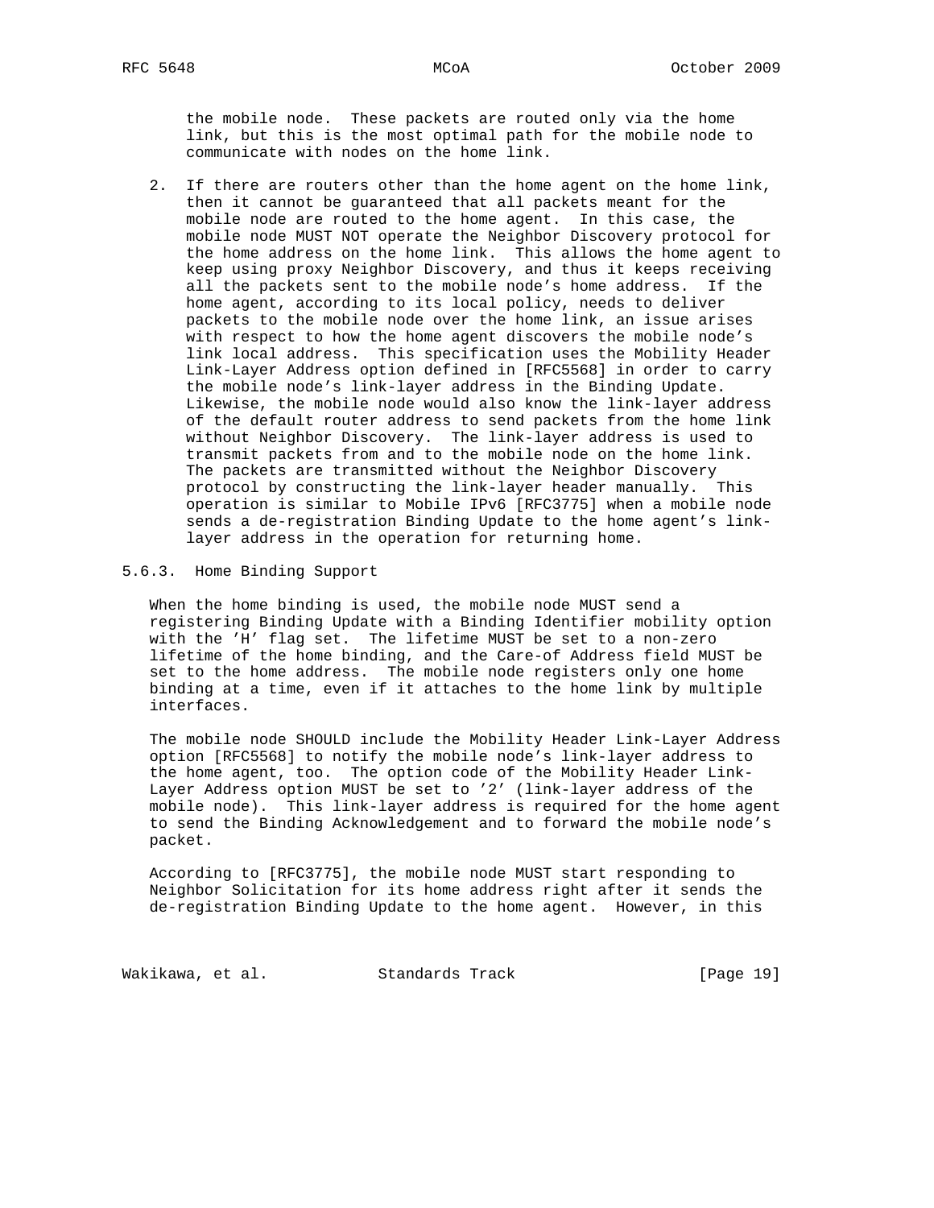the mobile node. These packets are routed only via the home link, but this is the most optimal path for the mobile node to communicate with nodes on the home link.

2. If there are routers other than the home agent on the home link, then it cannot be guaranteed that all packets meant for the mobile node are routed to the home agent. In this case, the mobile node MUST NOT operate the Neighbor Discovery protocol for the home address on the home link. This allows the home agent to keep using proxy Neighbor Discovery, and thus it keeps receiving all the packets sent to the mobile node's home address. If the home agent, according to its local policy, needs to deliver packets to the mobile node over the home link, an issue arises with respect to how the home agent discovers the mobile node's link local address. This specification uses the Mobility Header Link-Layer Address option defined in [RFC5568] in order to carry the mobile node's link-layer address in the Binding Update. Likewise, the mobile node would also know the link-layer address of the default router address to send packets from the home link without Neighbor Discovery. The link-layer address is used to transmit packets from and to the mobile node on the home link. The packets are transmitted without the Neighbor Discovery protocol by constructing the link-layer header manually. This operation is similar to Mobile IPv6 [RFC3775] when a mobile node sends a de-registration Binding Update to the home agent's link-layer address in the operation for returning home.

### 5.6.3. Home Binding Support

When the home binding is used, the mobile node MUST send a registering Binding Update with a Binding Identifier mobility option with the 'H' flag set. The lifetime MUST be set to a non-zero lifetime of the home binding, and the Care-of Address field MUST be set to the home address. The mobile node registers only one home binding at a time, even if it attaches to the home link by multiple interfaces.

The mobile node SHOULD include the Mobility Header Link-Layer Address option [RFC5568] to notify the mobile node's link-layer address to the home agent, too. The option code of the Mobility Header Link-Layer Address option MUST be set to '2' (link-layer address of the mobile node). This link-layer address is required for the home agent to send the Binding Acknowledgement and to forward the mobile node's packet.

According to [RFC3775], the mobile node MUST start responding to Neighbor Solicitation for its home address right after it sends the de-registration Binding Update to the home agent. However, in this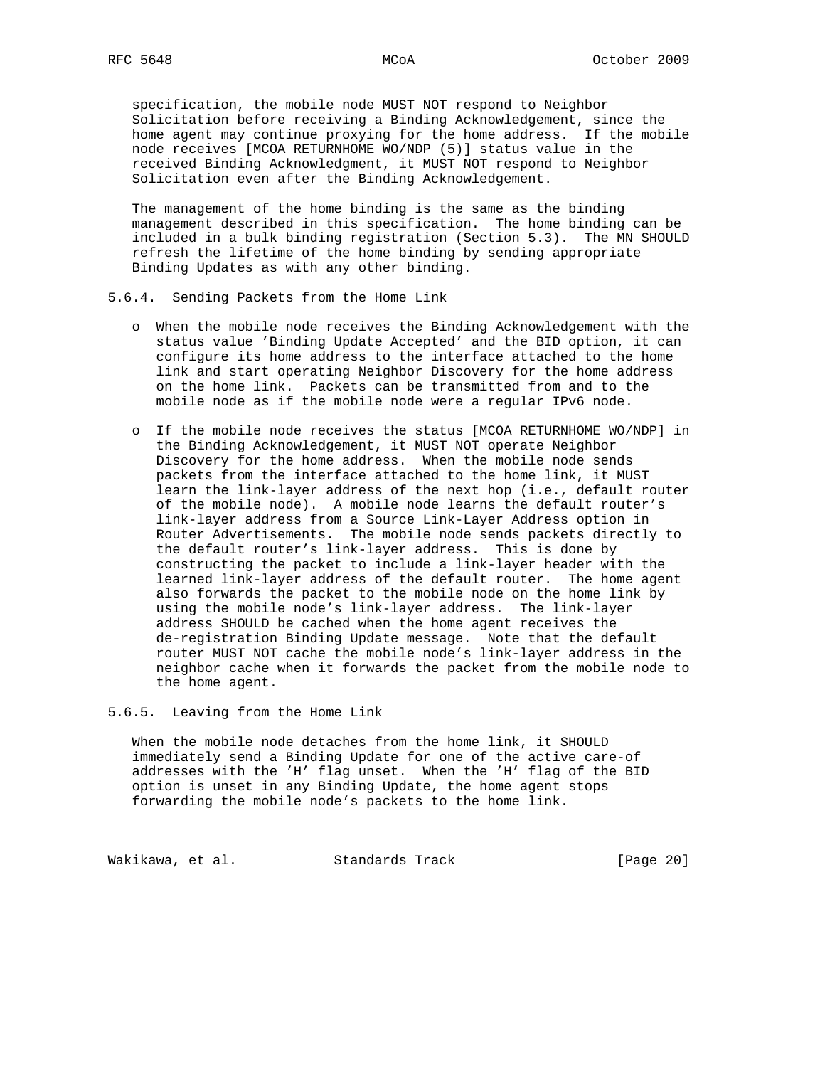specification, the mobile node MUST NOT respond to Neighbor Solicitation before receiving a Binding Acknowledgement, since the home agent may continue proxying for the home address. If the mobile node receives [MCOA RETURNHOME WO/NDP (5)] status value in the received Binding Acknowledgment, it MUST NOT respond to Neighbor Solicitation even after the Binding Acknowledgement.

The management of the home binding is the same as the binding management described in this specification. The home binding can be included in a bulk binding registration (Section 5.3). The MN SHOULD refresh the lifetime of the home binding by sending appropriate Binding Updates as with any other binding.

### 5.6.4. Sending Packets from the Home Link

- When the mobile node receives the Binding Acknowledgement with the status value 'Binding Update Accepted' and the BID option, it can configure its home address to the interface attached to the home link and start operating Neighbor Discovery for the home address on the home link. Packets can be transmitted from and to the mobile node as if the mobile node were a regular IPv6 node.

- If the mobile node receives the status [MCOA RETURNHOME WO/NDP] in the Binding Acknowledgement, it MUST NOT operate Neighbor Discovery for the home address. When the mobile node sends packets from the interface attached to the home link, it MUST learn the link-layer address of the next hop (i.e., default router of the mobile node). A mobile node learns the default router's link-layer address from a Source Link-Layer Address option in Router Advertisements. The mobile node sends packets directly to the default router's link-layer address. This is done by constructing the packet to include a link-layer header with the learned link-layer address of the default router. The home agent also forwards the packet to the mobile node on the home link by using the mobile node's link-layer address. The link-layer address SHOULD be cached when the home agent receives the de-registration Binding Update message. Note that the default router MUST NOT cache the mobile node's link-layer address in the neighbor cache when it forwards the packet from the mobile node to the home agent.

### 5.6.5. Leaving from the Home Link

When the mobile node detaches from the home link, it SHOULD immediately send a Binding Update for one of the active care-of addresses with the 'H' flag unset. When the 'H' flag of the BID option is unset in any Binding Update, the home agent stops forwarding the mobile node's packets to the home link.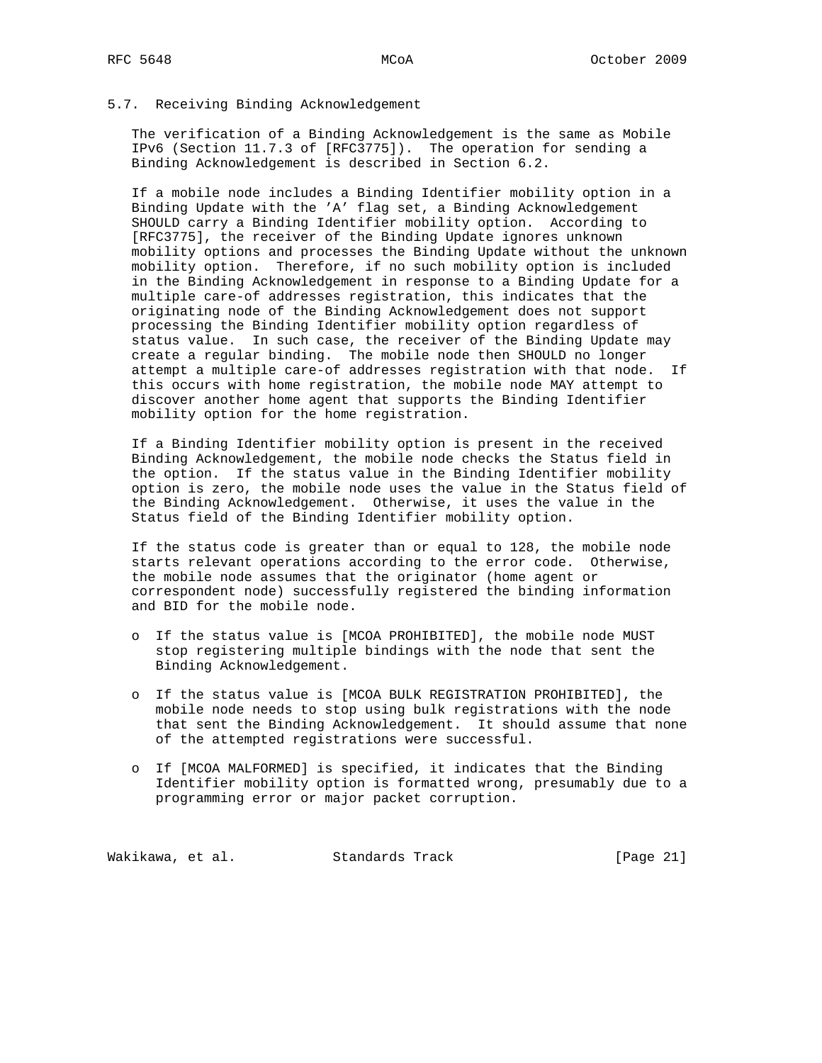### 5.7. Receiving Binding Acknowledgement

The verification of a Binding Acknowledgement is the same as Mobile IPv6 (Section 11.7.3 of [RFC3775]). The operation for sending a Binding Acknowledgement is described in Section 6.2.

If a mobile node includes a Binding Identifier mobility option in a Binding Update with the 'A' flag set, a Binding Acknowledgement SHOULD carry a Binding Identifier mobility option. According to [RFC3775], the receiver of the Binding Update ignores unknown mobility options and processes the Binding Update without the unknown mobility option. Therefore, if no such mobility option is included in the Binding Acknowledgement in response to a Binding Update for a multiple care-of addresses registration, this indicates that the originating node of the Binding Acknowledgement does not support processing the Binding Identifier mobility option regardless of status value. In such case, the receiver of the Binding Update may create a regular binding. The mobile node then SHOULD no longer attempt a multiple care-of addresses registration with that node. If this occurs with home registration, the mobile node MAY attempt to discover another home agent that supports the Binding Identifier mobility option for the home registration.

If a Binding Identifier mobility option is present in the received Binding Acknowledgement, the mobile node checks the Status field in the option. If the status value in the Binding Identifier mobility option is zero, the mobile node uses the value in the Status field of the Binding Acknowledgement. Otherwise, it uses the value in the Status field of the Binding Identifier mobility option.

If the status code is greater than or equal to 128, the mobile node starts relevant operations according to the error code. Otherwise, the mobile node assumes that the originator (home agent or correspondent node) successfully registered the binding information and BID for the mobile node.

- If the status value is [MCOA PROHIBITED], the mobile node MUST stop registering multiple bindings with the node that sent the Binding Acknowledgement.

- If the status value is [MCOA BULK REGISTRATION PROHIBITED], the mobile node needs to stop using bulk registrations with the node that sent the Binding Acknowledgement. It should assume that none of the attempted registrations were successful.

- If [MCOA MALFORMED] is specified, it indicates that the Binding Identifier mobility option is formatted wrong, presumably due to a programming error or major packet corruption.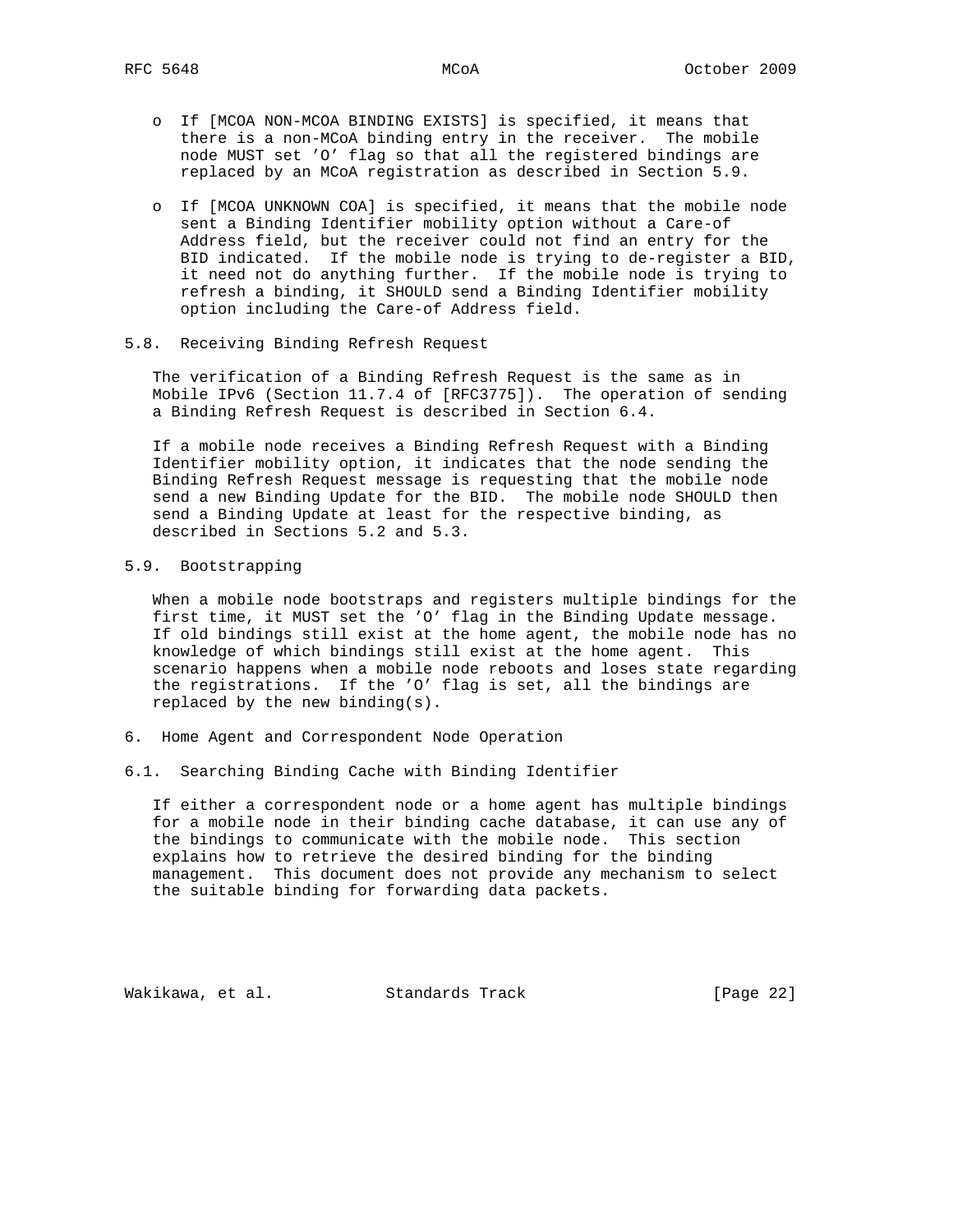- If [MCOA NON-MCOA BINDING EXISTS] is specified, it means that there is a non-MCoA binding entry in the receiver. The mobile node MUST set 'O' flag so that all the registered bindings are replaced by an MCoA registration as described in Section 5.9.

- If [MCOA UNKNOWN COA] is specified, it means that the mobile node sent a Binding Identifier mobility option without a Care-of Address field, but the receiver could not find an entry for the BID indicated. If the mobile node is trying to de-register a BID, it need not do anything further. If the mobile node is trying to refresh a binding, it SHOULD send a Binding Identifier mobility option including the Care-of Address field.

### 5.8. Receiving Binding Refresh Request

The verification of a Binding Refresh Request is the same as in Mobile IPv6 (Section 11.7.4 of [RFC3775]). The operation of sending a Binding Refresh Request is described in Section 6.4.

If a mobile node receives a Binding Refresh Request with a Binding Identifier mobility option, it indicates that the node sending the Binding Refresh Request message is requesting that the mobile node send a new Binding Update for the BID. The mobile node SHOULD then send a Binding Update at least for the respective binding, as described in Sections 5.2 and 5.3.

### 5.9. Bootstrapping

When a mobile node bootstraps and registers multiple bindings for the first time, it MUST set the 'O' flag in the Binding Update message. If old bindings still exist at the home agent, the mobile node has no knowledge of which bindings still exist at the home agent. This scenario happens when a mobile node reboots and loses state regarding the registrations. If the 'O' flag is set, all the bindings are replaced by the new binding(s).

## 6. Home Agent and Correspondent Node Operation

### 6.1. Searching Binding Cache with Binding Identifier

If either a correspondent node or a home agent has multiple bindings for a mobile node in their binding cache database, it can use any of the bindings to communicate with the mobile node. This section explains how to retrieve the desired binding for the binding management. This document does not provide any mechanism to select the suitable binding for forwarding data packets.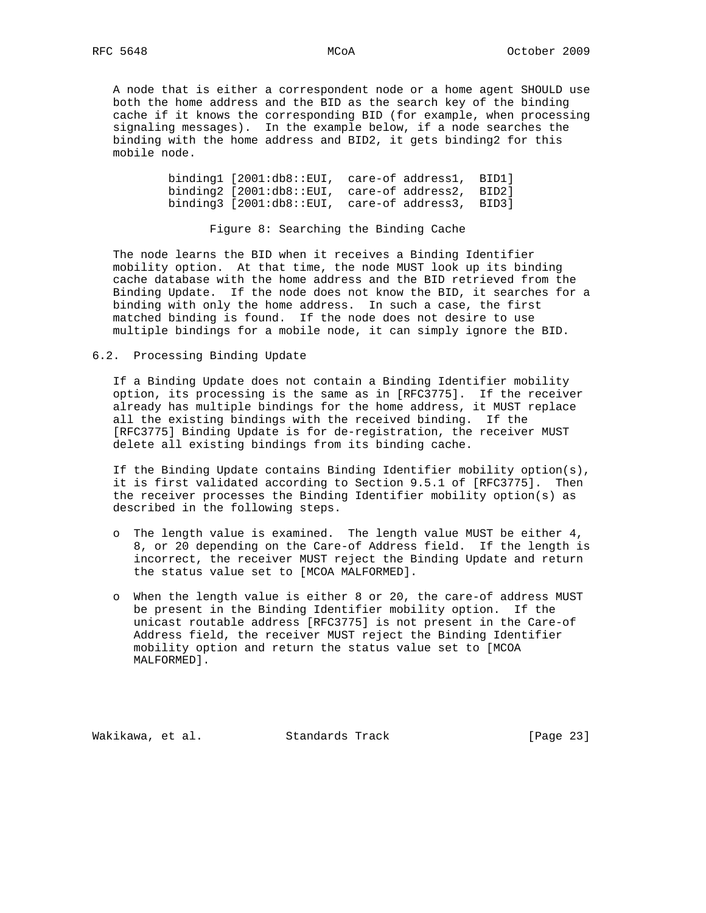A node that is either a correspondent node or a home agent SHOULD use both the home address and the BID as the search key of the binding cache if it knows the corresponding BID (for example, when processing signaling messages). In the example below, if a node searches the binding with the home address and BID2, it gets binding2 for this mobile node.

```
binding1 [2001:db8::EUI,  care-of address1,  BID1]
binding2 [2001:db8::EUI,  care-of address2,  BID2]
binding3 [2001:db8::EUI,  care-of address3,  BID3]
```

Figure 8: Searching the Binding Cache

The node learns the BID when it receives a Binding Identifier mobility option. At that time, the node MUST look up its binding cache database with the home address and the BID retrieved from the Binding Update. If the node does not know the BID, it searches for a binding with only the home address. In such a case, the first matched binding is found. If the node does not desire to use multiple bindings for a mobile node, it can simply ignore the BID.

## 6.2. Processing Binding Update

If a Binding Update does not contain a Binding Identifier mobility option, its processing is the same as in [RFC3775]. If the receiver already has multiple bindings for the home address, it MUST replace all the existing bindings with the received binding. If the [RFC3775] Binding Update is for de-registration, the receiver MUST delete all existing bindings from its binding cache.

If the Binding Update contains Binding Identifier mobility option(s), it is first validated according to Section 9.5.1 of [RFC3775]. Then the receiver processes the Binding Identifier mobility option(s) as described in the following steps.

- The length value is examined. The length value MUST be either 4, 8, or 20 depending on the Care-of Address field. If the length is incorrect, the receiver MUST reject the Binding Update and return the status value set to [MCOA MALFORMED].

- When the length value is either 8 or 20, the care-of address MUST be present in the Binding Identifier mobility option. If the unicast routable address [RFC3775] is not present in the Care-of Address field, the receiver MUST reject the Binding Identifier mobility option and return the status value set to [MCOA MALFORMED].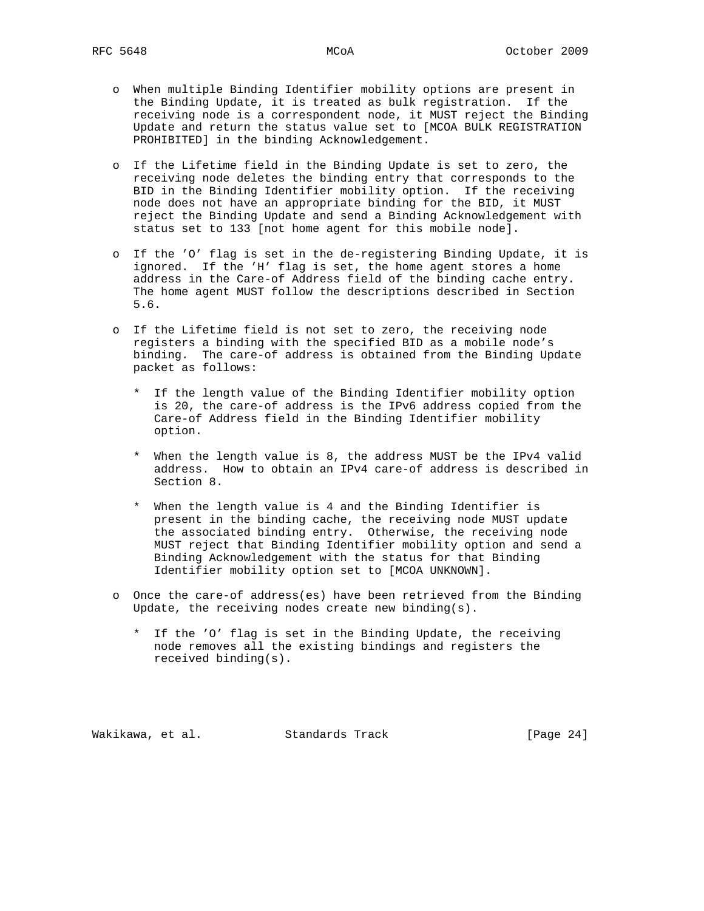- When multiple Binding Identifier mobility options are present in the Binding Update, it is treated as bulk registration. If the receiving node is a correspondent node, it MUST reject the Binding Update and return the status value set to [MCOA BULK REGISTRATION PROHIBITED] in the binding Acknowledgement.

- If the Lifetime field in the Binding Update is set to zero, the receiving node deletes the binding entry that corresponds to the BID in the Binding Identifier mobility option. If the receiving node does not have an appropriate binding for the BID, it MUST reject the Binding Update and send a Binding Acknowledgement with status set to 133 [not home agent for this mobile node].

- If the 'O' flag is set in the de-registering Binding Update, it is ignored. If the 'H' flag is set, the home agent stores a home address in the Care-of Address field of the binding cache entry. The home agent MUST follow the descriptions described in Section 5.6.

- If the Lifetime field is not set to zero, the receiving node registers a binding with the specified BID as a mobile node's binding. The care-of address is obtained from the Binding Update packet as follows:

  * If the length value of the Binding Identifier mobility option is 20, the care-of address is the IPv6 address copied from the Care-of Address field in the Binding Identifier mobility option.

  * When the length value is 8, the address MUST be the IPv4 valid address. How to obtain an IPv4 care-of address is described in Section 8.

  * When the length value is 4 and the Binding Identifier is present in the binding cache, the receiving node MUST update the associated binding entry. Otherwise, the receiving node MUST reject that Binding Identifier mobility option and send a Binding Acknowledgement with the status for that Binding Identifier mobility option set to [MCOA UNKNOWN].

- Once the care-of address(es) have been retrieved from the Binding Update, the receiving nodes create new binding(s).

  * If the 'O' flag is set in the Binding Update, the receiving node removes all the existing bindings and registers the received binding(s).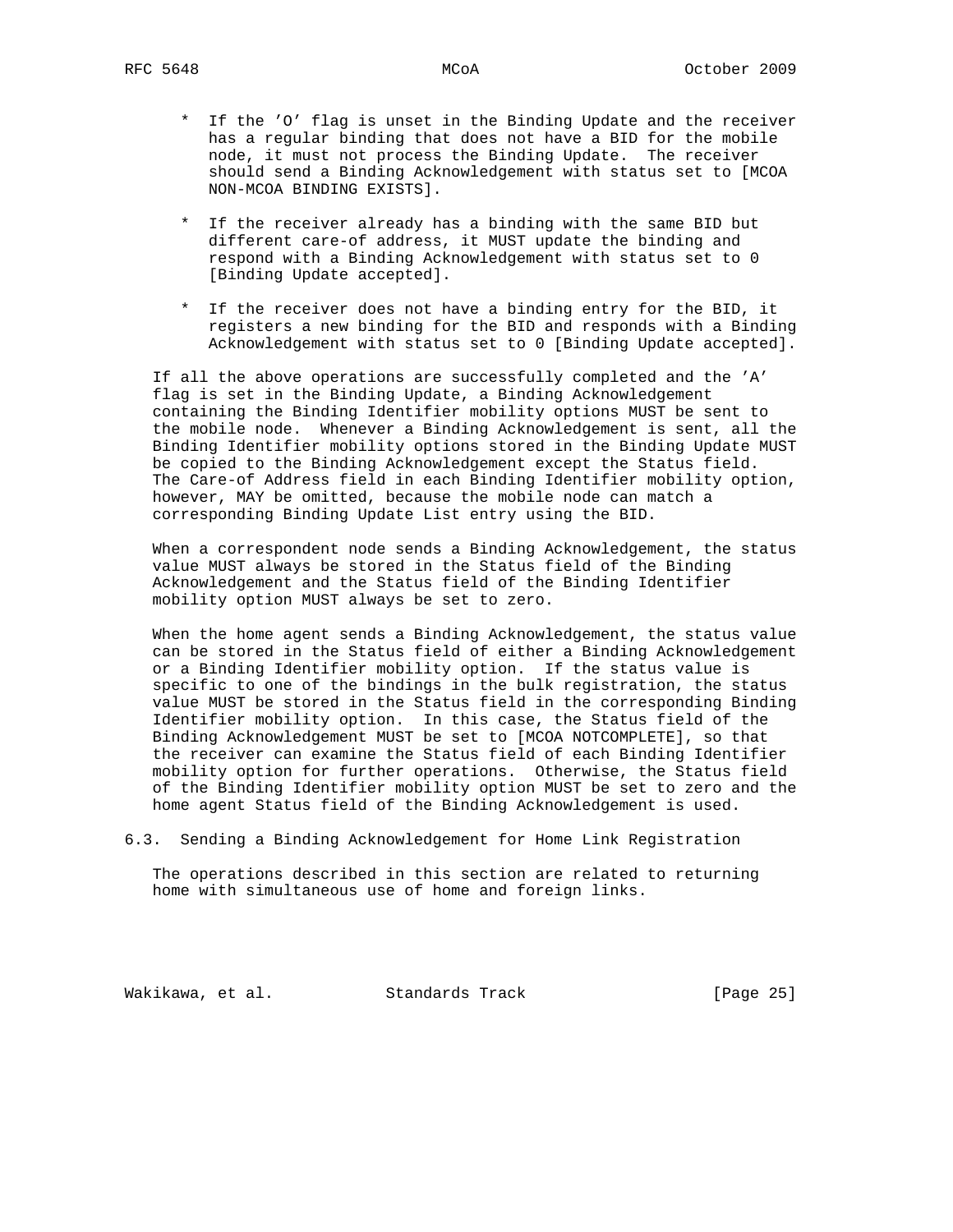* If the 'O' flag is unset in the Binding Update and the receiver has a regular binding that does not have a BID for the mobile node, it must not process the Binding Update. The receiver should send a Binding Acknowledgement with status set to [MCOA NON-MCOA BINDING EXISTS].

* If the receiver already has a binding with the same BID but different care-of address, it MUST update the binding and respond with a Binding Acknowledgement with status set to 0 [Binding Update accepted].

* If the receiver does not have a binding entry for the BID, it registers a new binding for the BID and responds with a Binding Acknowledgement with status set to 0 [Binding Update accepted].

If all the above operations are successfully completed and the 'A' flag is set in the Binding Update, a Binding Acknowledgement containing the Binding Identifier mobility options MUST be sent to the mobile node. Whenever a Binding Acknowledgement is sent, all the Binding Identifier mobility options stored in the Binding Update MUST be copied to the Binding Acknowledgement except the Status field. The Care-of Address field in each Binding Identifier mobility option, however, MAY be omitted, because the mobile node can match a corresponding Binding Update List entry using the BID.

When a correspondent node sends a Binding Acknowledgement, the status value MUST always be stored in the Status field of the Binding Acknowledgement and the Status field of the Binding Identifier mobility option MUST always be set to zero.

When the home agent sends a Binding Acknowledgement, the status value can be stored in the Status field of either a Binding Acknowledgement or a Binding Identifier mobility option. If the status value is specific to one of the bindings in the bulk registration, the status value MUST be stored in the Status field in the corresponding Binding Identifier mobility option. In this case, the Status field of the Binding Acknowledgement MUST be set to [MCOA NOTCOMPLETE], so that the receiver can examine the Status field of each Binding Identifier mobility option for further operations. Otherwise, the Status field of the Binding Identifier mobility option MUST be set to zero and the home agent Status field of the Binding Acknowledgement is used.

### 6.3. Sending a Binding Acknowledgement for Home Link Registration

The operations described in this section are related to returning home with simultaneous use of home and foreign links.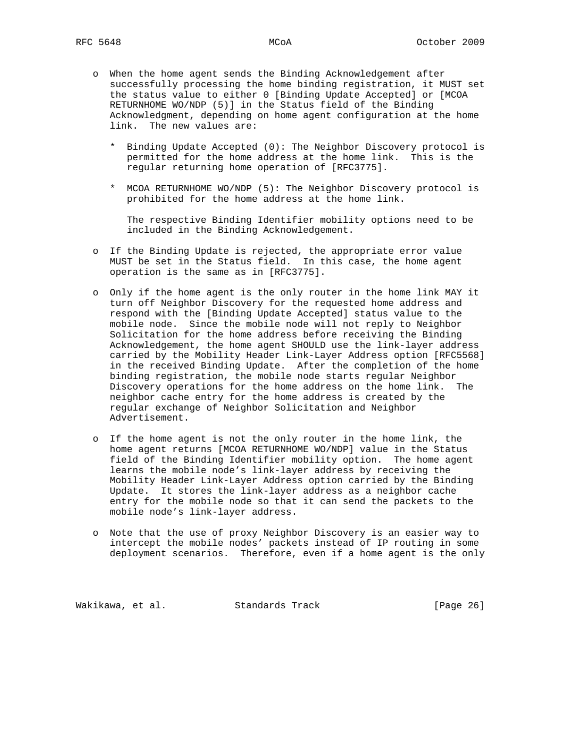- When the home agent sends the Binding Acknowledgement after successfully processing the home binding registration, it MUST set the status value to either 0 [Binding Update Accepted] or [MCOA RETURNHOME WO/NDP (5)] in the Status field of the Binding Acknowledgment, depending on home agent configuration at the home link. The new values are:

  * Binding Update Accepted (0): The Neighbor Discovery protocol is permitted for the home address at the home link. This is the regular returning home operation of [RFC3775].

  * MCOA RETURNHOME WO/NDP (5): The Neighbor Discovery protocol is prohibited for the home address at the home link.

  The respective Binding Identifier mobility options need to be included in the Binding Acknowledgement.

- If the Binding Update is rejected, the appropriate error value MUST be set in the Status field. In this case, the home agent operation is the same as in [RFC3775].

- Only if the home agent is the only router in the home link MAY it turn off Neighbor Discovery for the requested home address and respond with the [Binding Update Accepted] status value to the mobile node. Since the mobile node will not reply to Neighbor Solicitation for the home address before receiving the Binding Acknowledgement, the home agent SHOULD use the link-layer address carried by the Mobility Header Link-Layer Address option [RFC5568] in the received Binding Update. After the completion of the home binding registration, the mobile node starts regular Neighbor Discovery operations for the home address on the home link. The neighbor cache entry for the home address is created by the regular exchange of Neighbor Solicitation and Neighbor Advertisement.

- If the home agent is not the only router in the home link, the home agent returns [MCOA RETURNHOME WO/NDP] value in the Status field of the Binding Identifier mobility option. The home agent learns the mobile node's link-layer address by receiving the Mobility Header Link-Layer Address option carried by the Binding Update. It stores the link-layer address as a neighbor cache entry for the mobile node so that it can send the packets to the mobile node's link-layer address.

- Note that the use of proxy Neighbor Discovery is an easier way to intercept the mobile nodes' packets instead of IP routing in some deployment scenarios. Therefore, even if a home agent is the only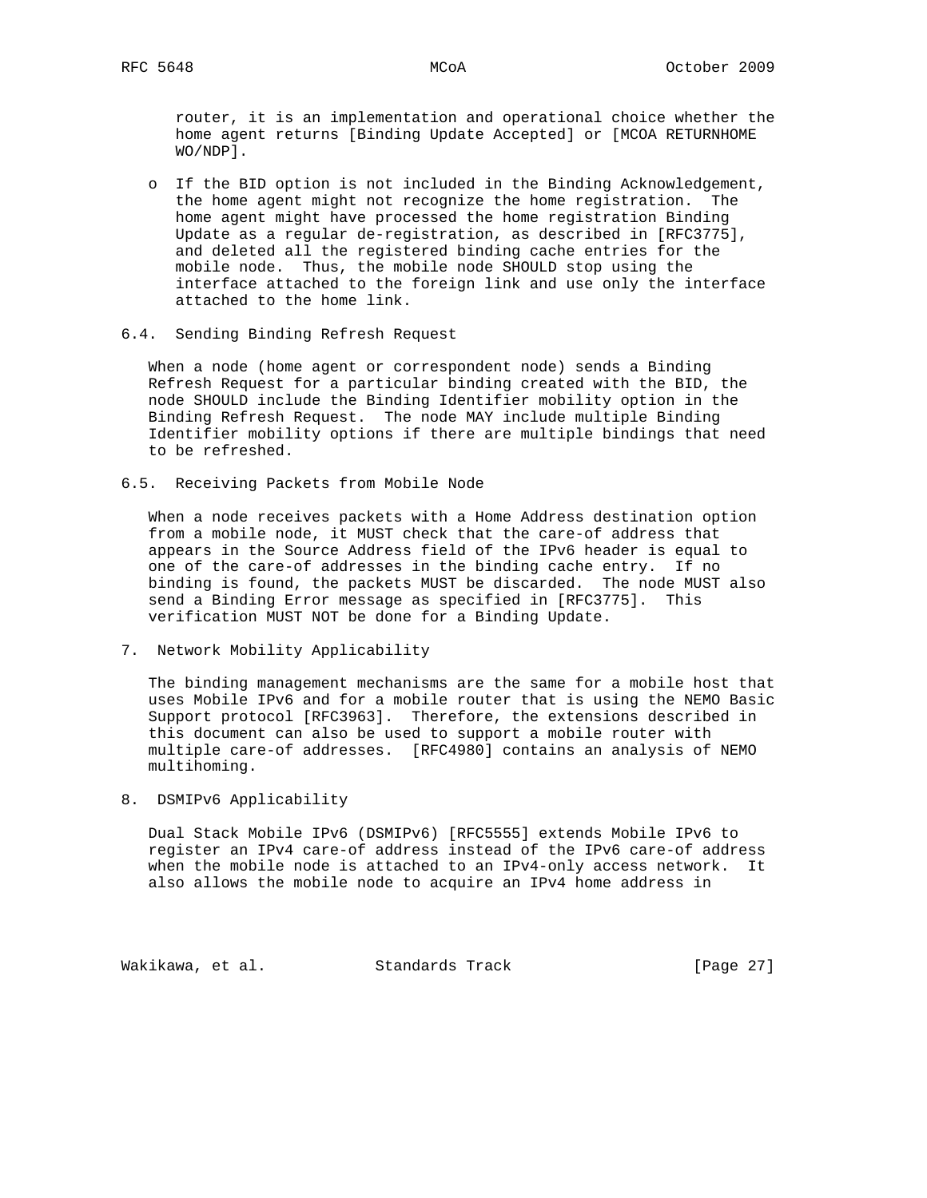router, it is an implementation and operational choice whether the home agent returns [Binding Update Accepted] or [MCOA RETURNHOME WO/NDP].

- If the BID option is not included in the Binding Acknowledgement, the home agent might not recognize the home registration. The home agent might have processed the home registration Binding Update as a regular de-registration, as described in [RFC3775], and deleted all the registered binding cache entries for the mobile node. Thus, the mobile node SHOULD stop using the interface attached to the foreign link and use only the interface attached to the home link.

### 6.4. Sending Binding Refresh Request

When a node (home agent or correspondent node) sends a Binding Refresh Request for a particular binding created with the BID, the node SHOULD include the Binding Identifier mobility option in the Binding Refresh Request. The node MAY include multiple Binding Identifier mobility options if there are multiple bindings that need to be refreshed.

### 6.5. Receiving Packets from Mobile Node

When a node receives packets with a Home Address destination option from a mobile node, it MUST check that the care-of address that appears in the Source Address field of the IPv6 header is equal to one of the care-of addresses in the binding cache entry. If no binding is found, the packets MUST be discarded. The node MUST also send a Binding Error message as specified in [RFC3775]. This verification MUST NOT be done for a Binding Update.

## 7. Network Mobility Applicability

The binding management mechanisms are the same for a mobile host that uses Mobile IPv6 and for a mobile router that is using the NEMO Basic Support protocol [RFC3963]. Therefore, the extensions described in this document can also be used to support a mobile router with multiple care-of addresses. [RFC4980] contains an analysis of NEMO multihoming.

## 8. DSMIPv6 Applicability

Dual Stack Mobile IPv6 (DSMIPv6) [RFC5555] extends Mobile IPv6 to register an IPv4 care-of address instead of the IPv6 care-of address when the mobile node is attached to an IPv4-only access network. It also allows the mobile node to acquire an IPv4 home address in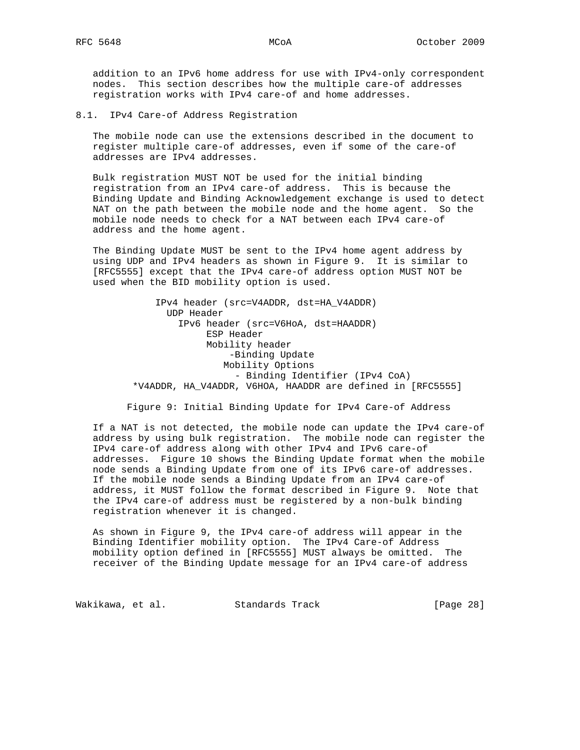addition to an IPv6 home address for use with IPv4-only correspondent nodes. This section describes how the multiple care-of addresses registration works with IPv4 care-of and home addresses.

### 8.1. IPv4 Care-of Address Registration

The mobile node can use the extensions described in the document to register multiple care-of addresses, even if some of the care-of addresses are IPv4 addresses.

Bulk registration MUST NOT be used for the initial binding registration from an IPv4 care-of address. This is because the Binding Update and Binding Acknowledgement exchange is used to detect NAT on the path between the mobile node and the home agent. So the mobile node needs to check for a NAT between each IPv4 care-of address and the home agent.

The Binding Update MUST be sent to the IPv4 home agent address by using UDP and IPv4 headers as shown in Figure 9. It is similar to [RFC5555] except that the IPv4 care-of address option MUST NOT be used when the BID mobility option is used.

```
             IPv4 header (src=V4ADDR, dst=HA_V4ADDR)
               UDP Header
                 IPv6 header (src=V6HoA, dst=HAADDR)
                      ESP Header
                      Mobility header
                          -Binding Update
                         Mobility Options
                           - Binding Identifier (IPv4 CoA)
        *V4ADDR, HA_V4ADDR, V6HOA, HAADDR are defined in [RFC5555]
```

Figure 9: Initial Binding Update for IPv4 Care-of Address

If a NAT is not detected, the mobile node can update the IPv4 care-of address by using bulk registration. The mobile node can register the IPv4 care-of address along with other IPv4 and IPv6 care-of addresses. Figure 10 shows the Binding Update format when the mobile node sends a Binding Update from one of its IPv6 care-of addresses. If the mobile node sends a Binding Update from an IPv4 care-of address, it MUST follow the format described in Figure 9. Note that the IPv4 care-of address must be registered by a non-bulk binding registration whenever it is changed.

As shown in Figure 9, the IPv4 care-of address will appear in the Binding Identifier mobility option. The IPv4 Care-of Address mobility option defined in [RFC5555] MUST always be omitted. The receiver of the Binding Update message for an IPv4 care-of address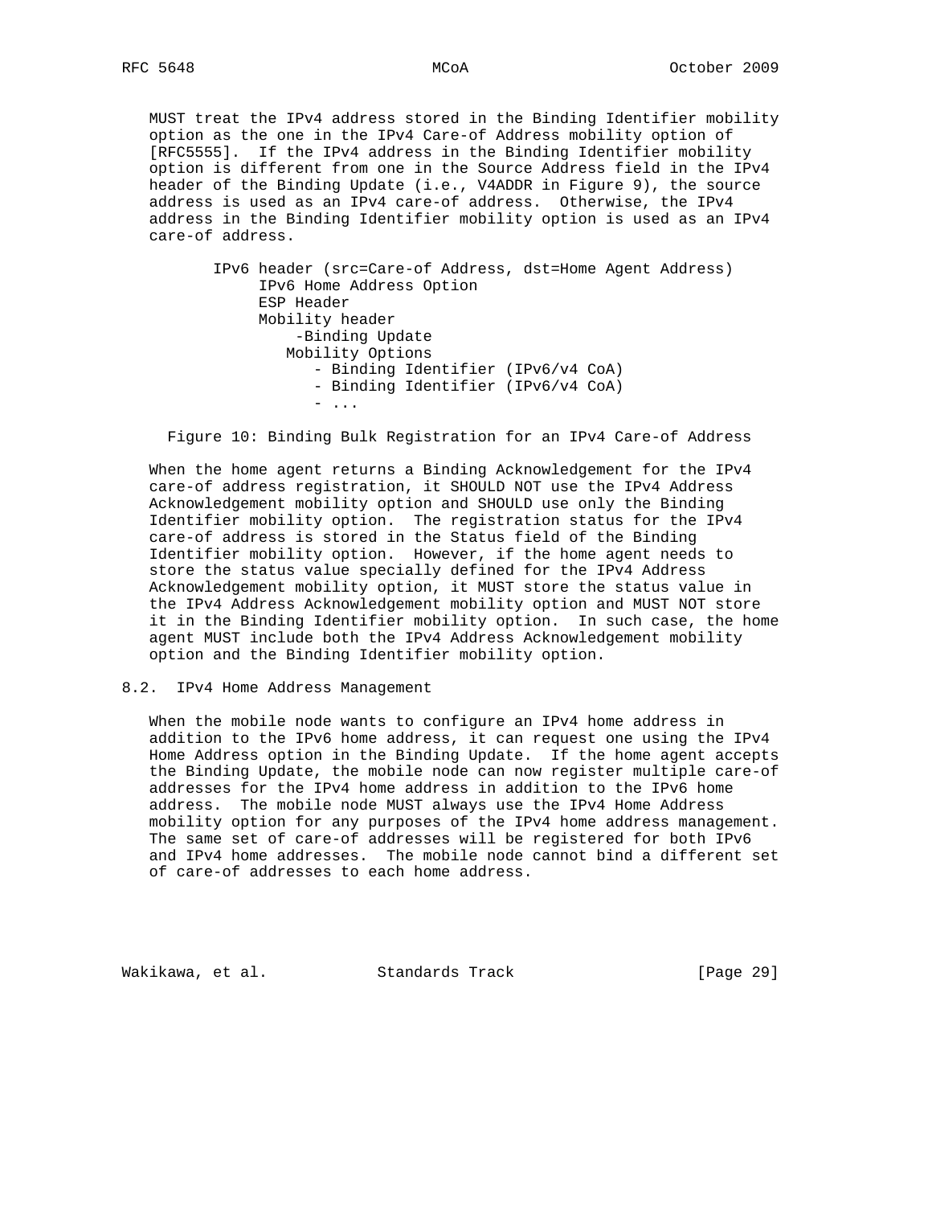MUST treat the IPv4 address stored in the Binding Identifier mobility option as the one in the IPv4 Care-of Address mobility option of [RFC5555]. If the IPv4 address in the Binding Identifier mobility option is different from one in the Source Address field in the IPv4 header of the Binding Update (i.e., V4ADDR in Figure 9), the source address is used as an IPv4 care-of address. Otherwise, the IPv4 address in the Binding Identifier mobility option is used as an IPv4 care-of address.

```
IPv6 header (src=Care-of Address, dst=Home Agent Address)
     IPv6 Home Address Option
     ESP Header
     Mobility header
         -Binding Update
        Mobility Options
           - Binding Identifier (IPv6/v4 CoA)
           - Binding Identifier (IPv6/v4 CoA)
           - ...
```

Figure 10: Binding Bulk Registration for an IPv4 Care-of Address

When the home agent returns a Binding Acknowledgement for the IPv4 care-of address registration, it SHOULD NOT use the IPv4 Address Acknowledgement mobility option and SHOULD use only the Binding Identifier mobility option. The registration status for the IPv4 care-of address is stored in the Status field of the Binding Identifier mobility option. However, if the home agent needs to store the status value specially defined for the IPv4 Address Acknowledgement mobility option, it MUST store the status value in the IPv4 Address Acknowledgement mobility option and MUST NOT store it in the Binding Identifier mobility option. In such case, the home agent MUST include both the IPv4 Address Acknowledgement mobility option and the Binding Identifier mobility option.

## 8.2. IPv4 Home Address Management

When the mobile node wants to configure an IPv4 home address in addition to the IPv6 home address, it can request one using the IPv4 Home Address option in the Binding Update. If the home agent accepts the Binding Update, the mobile node can now register multiple care-of addresses for the IPv4 home address in addition to the IPv6 home address. The mobile node MUST always use the IPv4 Home Address mobility option for any purposes of the IPv4 home address management. The same set of care-of addresses will be registered for both IPv6 and IPv4 home addresses. The mobile node cannot bind a different set of care-of addresses to each home address.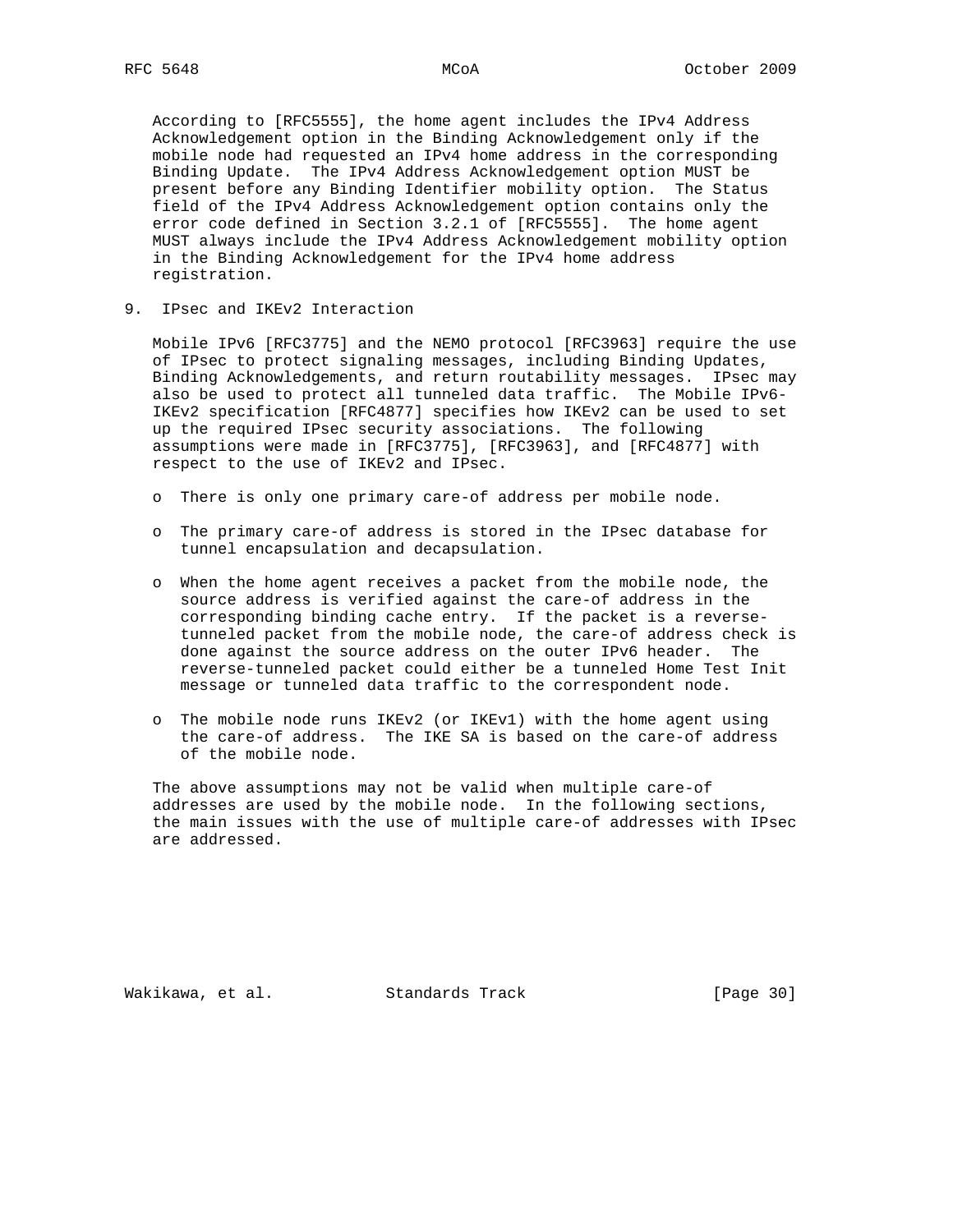According to [RFC5555], the home agent includes the IPv4 Address Acknowledgement option in the Binding Acknowledgement only if the mobile node had requested an IPv4 home address in the corresponding Binding Update. The IPv4 Address Acknowledgement option MUST be present before any Binding Identifier mobility option. The Status field of the IPv4 Address Acknowledgement option contains only the error code defined in Section 3.2.1 of [RFC5555]. The home agent MUST always include the IPv4 Address Acknowledgement mobility option in the Binding Acknowledgement for the IPv4 home address registration.

## 9. IPsec and IKEv2 Interaction

Mobile IPv6 [RFC3775] and the NEMO protocol [RFC3963] require the use of IPsec to protect signaling messages, including Binding Updates, Binding Acknowledgements, and return routability messages. IPsec may also be used to protect all tunneled data traffic. The Mobile IPv6-IKEv2 specification [RFC4877] specifies how IKEv2 can be used to set up the required IPsec security associations. The following assumptions were made in [RFC3775], [RFC3963], and [RFC4877] with respect to the use of IKEv2 and IPsec.

- There is only one primary care-of address per mobile node.
- The primary care-of address is stored in the IPsec database for tunnel encapsulation and decapsulation.
- When the home agent receives a packet from the mobile node, the source address is verified against the care-of address in the corresponding binding cache entry. If the packet is a reverse-tunneled packet from the mobile node, the care-of address check is done against the source address on the outer IPv6 header. The reverse-tunneled packet could either be a tunneled Home Test Init message or tunneled data traffic to the correspondent node.
- The mobile node runs IKEv2 (or IKEv1) with the home agent using the care-of address. The IKE SA is based on the care-of address of the mobile node.

The above assumptions may not be valid when multiple care-of addresses are used by the mobile node. In the following sections, the main issues with the use of multiple care-of addresses with IPsec are addressed.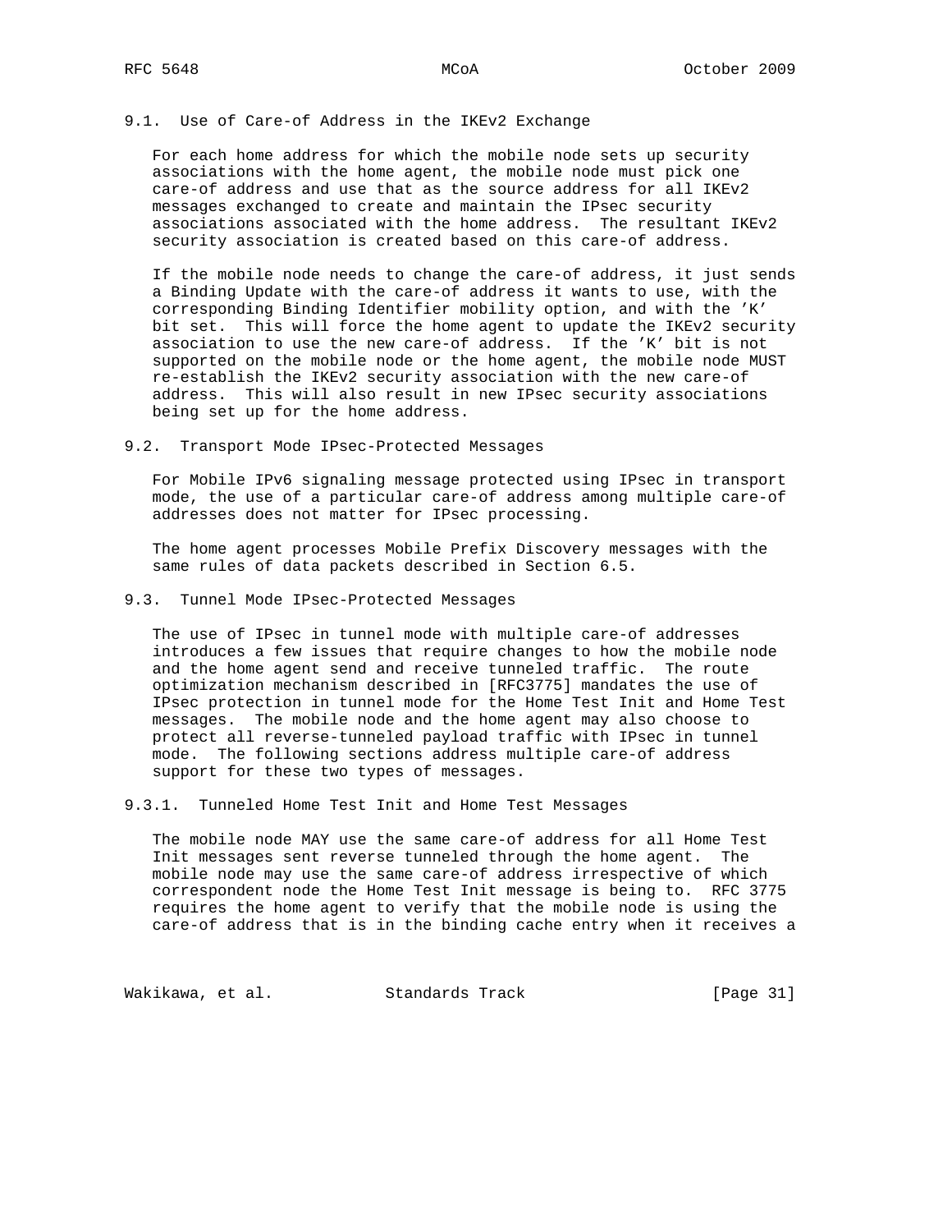### 9.1. Use of Care-of Address in the IKEv2 Exchange

For each home address for which the mobile node sets up security associations with the home agent, the mobile node must pick one care-of address and use that as the source address for all IKEv2 messages exchanged to create and maintain the IPsec security associations associated with the home address. The resultant IKEv2 security association is created based on this care-of address.

If the mobile node needs to change the care-of address, it just sends a Binding Update with the care-of address it wants to use, with the corresponding Binding Identifier mobility option, and with the 'K' bit set. This will force the home agent to update the IKEv2 security association to use the new care-of address. If the 'K' bit is not supported on the mobile node or the home agent, the mobile node MUST re-establish the IKEv2 security association with the new care-of address. This will also result in new IPsec security associations being set up for the home address.

### 9.2. Transport Mode IPsec-Protected Messages

For Mobile IPv6 signaling message protected using IPsec in transport mode, the use of a particular care-of address among multiple care-of addresses does not matter for IPsec processing.

The home agent processes Mobile Prefix Discovery messages with the same rules of data packets described in Section 6.5.

### 9.3. Tunnel Mode IPsec-Protected Messages

The use of IPsec in tunnel mode with multiple care-of addresses introduces a few issues that require changes to how the mobile node and the home agent send and receive tunneled traffic. The route optimization mechanism described in [RFC3775] mandates the use of IPsec protection in tunnel mode for the Home Test Init and Home Test messages. The mobile node and the home agent may also choose to protect all reverse-tunneled payload traffic with IPsec in tunnel mode. The following sections address multiple care-of address support for these two types of messages.

#### 9.3.1. Tunneled Home Test Init and Home Test Messages

The mobile node MAY use the same care-of address for all Home Test Init messages sent reverse tunneled through the home agent. The mobile node may use the same care-of address irrespective of which correspondent node the Home Test Init message is being to. RFC 3775 requires the home agent to verify that the mobile node is using the care-of address that is in the binding cache entry when it receives a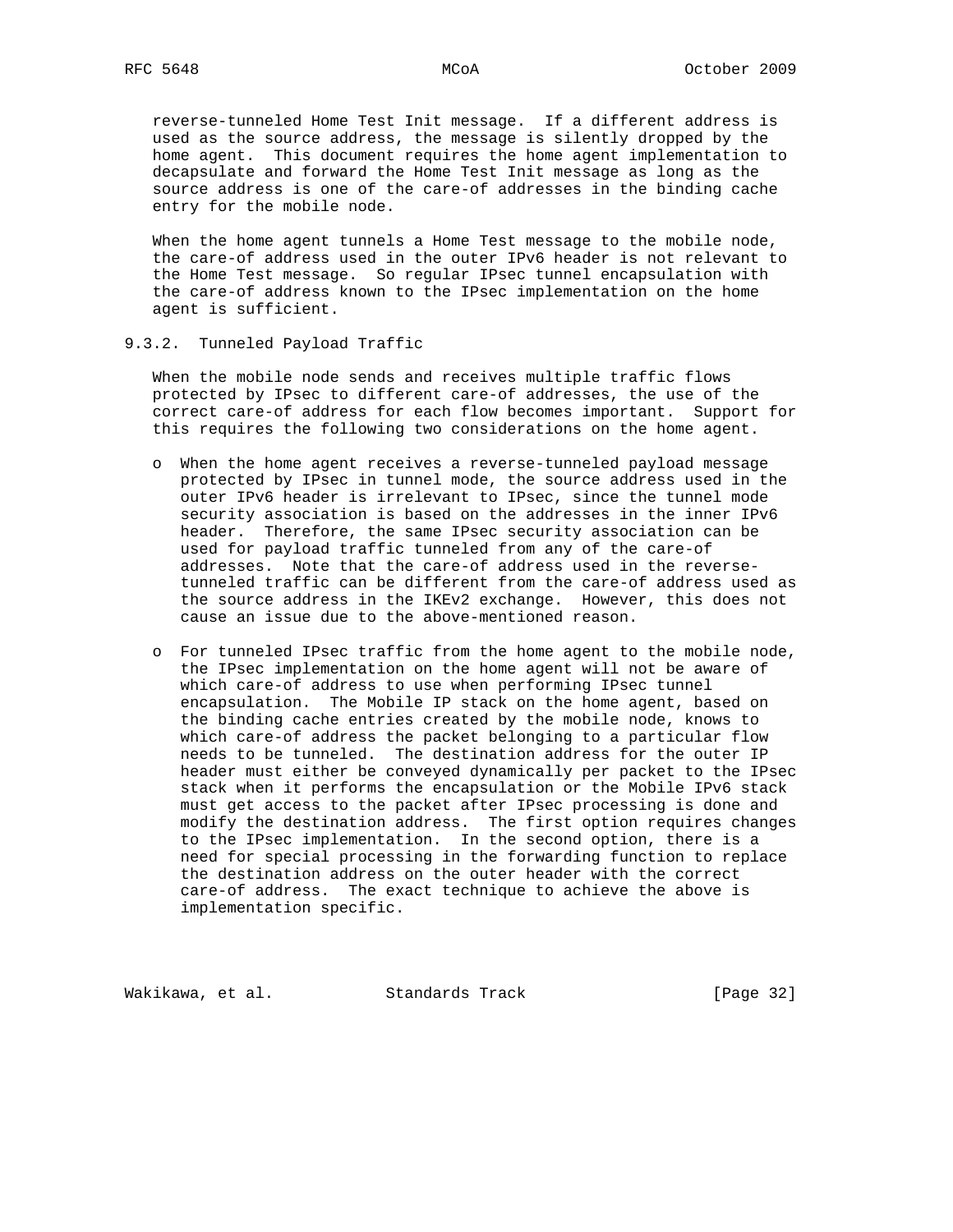reverse-tunneled Home Test Init message. If a different address is used as the source address, the message is silently dropped by the home agent. This document requires the home agent implementation to decapsulate and forward the Home Test Init message as long as the source address is one of the care-of addresses in the binding cache entry for the mobile node.

When the home agent tunnels a Home Test message to the mobile node, the care-of address used in the outer IPv6 header is not relevant to the Home Test message. So regular IPsec tunnel encapsulation with the care-of address known to the IPsec implementation on the home agent is sufficient.

#### 9.3.2. Tunneled Payload Traffic

When the mobile node sends and receives multiple traffic flows protected by IPsec to different care-of addresses, the use of the correct care-of address for each flow becomes important. Support for this requires the following two considerations on the home agent.

- When the home agent receives a reverse-tunneled payload message protected by IPsec in tunnel mode, the source address used in the outer IPv6 header is irrelevant to IPsec, since the tunnel mode security association is based on the addresses in the inner IPv6 header. Therefore, the same IPsec security association can be used for payload traffic tunneled from any of the care-of addresses. Note that the care-of address used in the reverse-tunneled traffic can be different from the care-of address used as the source address in the IKEv2 exchange. However, this does not cause an issue due to the above-mentioned reason.

- For tunneled IPsec traffic from the home agent to the mobile node, the IPsec implementation on the home agent will not be aware of which care-of address to use when performing IPsec tunnel encapsulation. The Mobile IP stack on the home agent, based on the binding cache entries created by the mobile node, knows to which care-of address the packet belonging to a particular flow needs to be tunneled. The destination address for the outer IP header must either be conveyed dynamically per packet to the IPsec stack when it performs the encapsulation or the Mobile IPv6 stack must get access to the packet after IPsec processing is done and modify the destination address. The first option requires changes to the IPsec implementation. In the second option, there is a need for special processing in the forwarding function to replace the destination address on the outer header with the correct care-of address. The exact technique to achieve the above is implementation specific.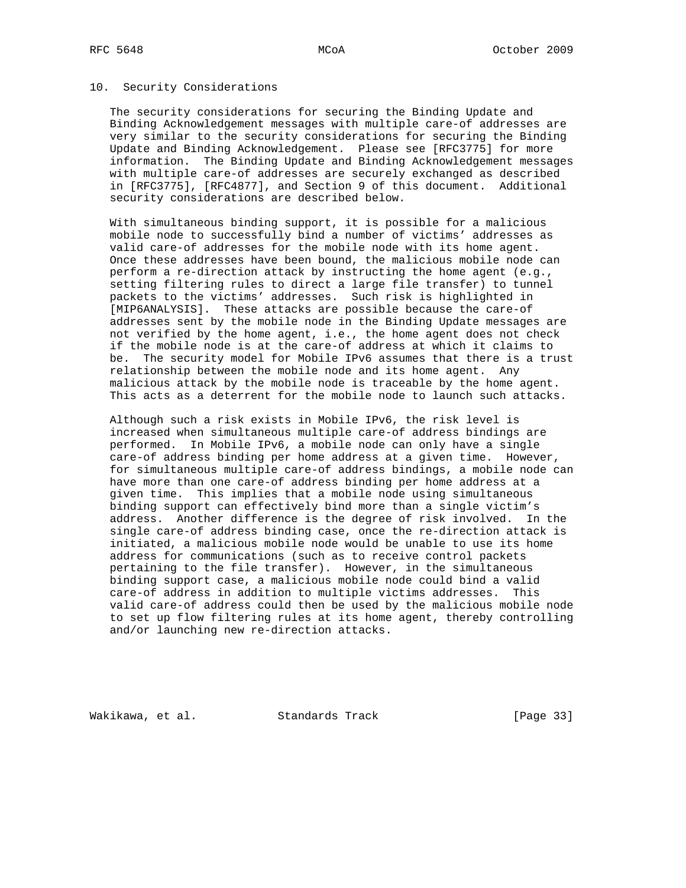## 10. Security Considerations

The security considerations for securing the Binding Update and Binding Acknowledgement messages with multiple care-of addresses are very similar to the security considerations for securing the Binding Update and Binding Acknowledgement. Please see [RFC3775] for more information. The Binding Update and Binding Acknowledgement messages with multiple care-of addresses are securely exchanged as described in [RFC3775], [RFC4877], and Section 9 of this document. Additional security considerations are described below.

With simultaneous binding support, it is possible for a malicious mobile node to successfully bind a number of victims' addresses as valid care-of addresses for the mobile node with its home agent. Once these addresses have been bound, the malicious mobile node can perform a re-direction attack by instructing the home agent (e.g., setting filtering rules to direct a large file transfer) to tunnel packets to the victims' addresses. Such risk is highlighted in [MIP6ANALYSIS]. These attacks are possible because the care-of addresses sent by the mobile node in the Binding Update messages are not verified by the home agent, i.e., the home agent does not check if the mobile node is at the care-of address at which it claims to be. The security model for Mobile IPv6 assumes that there is a trust relationship between the mobile node and its home agent. Any malicious attack by the mobile node is traceable by the home agent. This acts as a deterrent for the mobile node to launch such attacks.

Although such a risk exists in Mobile IPv6, the risk level is increased when simultaneous multiple care-of address bindings are performed. In Mobile IPv6, a mobile node can only have a single care-of address binding per home address at a given time. However, for simultaneous multiple care-of address bindings, a mobile node can have more than one care-of address binding per home address at a given time. This implies that a mobile node using simultaneous binding support can effectively bind more than a single victim's address. Another difference is the degree of risk involved. In the single care-of address binding case, once the re-direction attack is initiated, a malicious mobile node would be unable to use its home address for communications (such as to receive control packets pertaining to the file transfer). However, in the simultaneous binding support case, a malicious mobile node could bind a valid care-of address in addition to multiple victims addresses. This valid care-of address could then be used by the malicious mobile node to set up flow filtering rules at its home agent, thereby controlling and/or launching new re-direction attacks.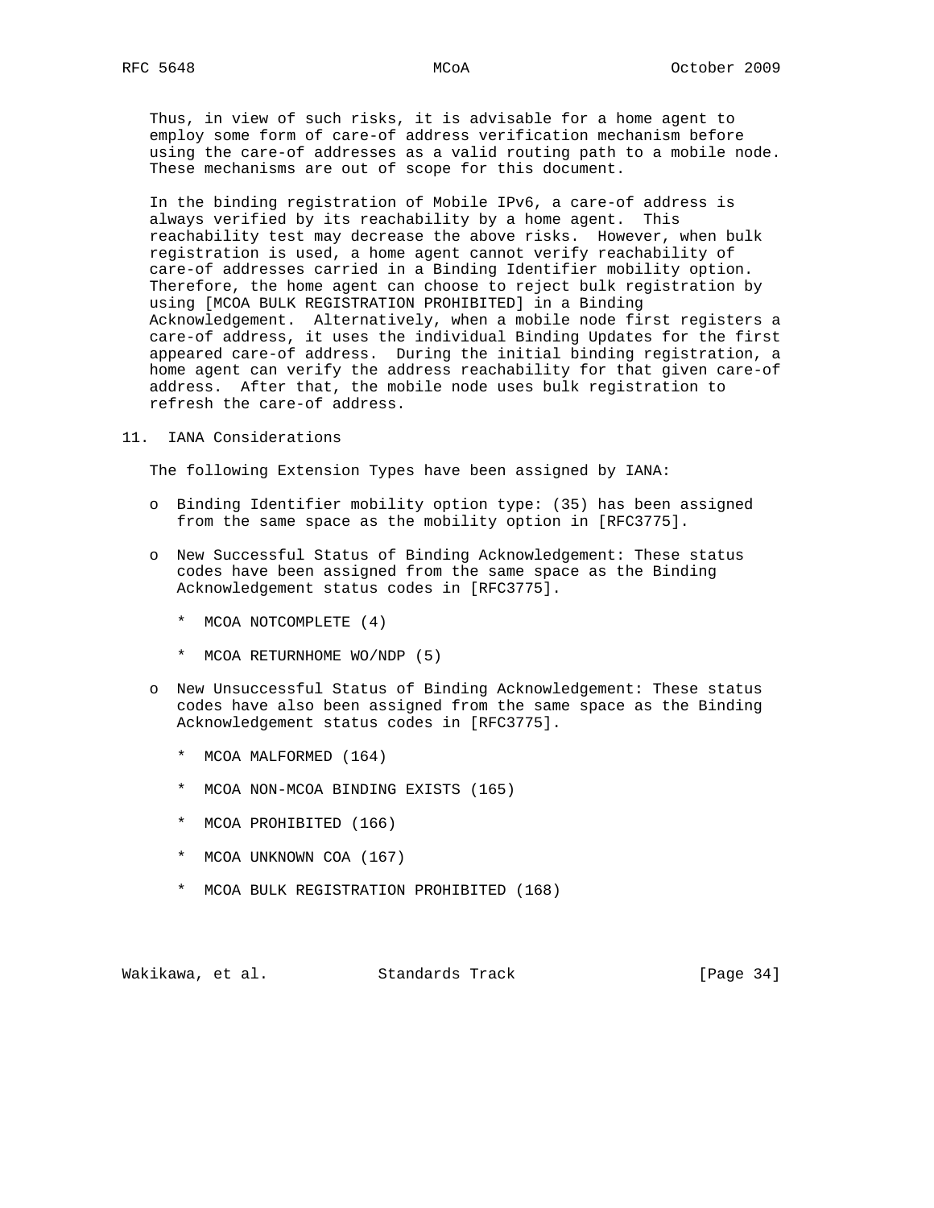Thus, in view of such risks, it is advisable for a home agent to employ some form of care-of address verification mechanism before using the care-of addresses as a valid routing path to a mobile node. These mechanisms are out of scope for this document.

In the binding registration of Mobile IPv6, a care-of address is always verified by its reachability by a home agent. This reachability test may decrease the above risks. However, when bulk registration is used, a home agent cannot verify reachability of care-of addresses carried in a Binding Identifier mobility option. Therefore, the home agent can choose to reject bulk registration by using [MCOA BULK REGISTRATION PROHIBITED] in a Binding Acknowledgement. Alternatively, when a mobile node first registers a care-of address, it uses the individual Binding Updates for the first appeared care-of address. During the initial binding registration, a home agent can verify the address reachability for that given care-of address. After that, the mobile node uses bulk registration to refresh the care-of address.

## 11. IANA Considerations

The following Extension Types have been assigned by IANA:

- Binding Identifier mobility option type: (35) has been assigned from the same space as the mobility option in [RFC3775].

- New Successful Status of Binding Acknowledgement: These status codes have been assigned from the same space as the Binding Acknowledgement status codes in [RFC3775].

  - MCOA NOTCOMPLETE (4)

  - MCOA RETURNHOME WO/NDP (5)

- New Unsuccessful Status of Binding Acknowledgement: These status codes have also been assigned from the same space as the Binding Acknowledgement status codes in [RFC3775].

  - MCOA MALFORMED (164)

  - MCOA NON-MCOA BINDING EXISTS (165)

  - MCOA PROHIBITED (166)

  - MCOA UNKNOWN COA (167)

  - MCOA BULK REGISTRATION PROHIBITED (168)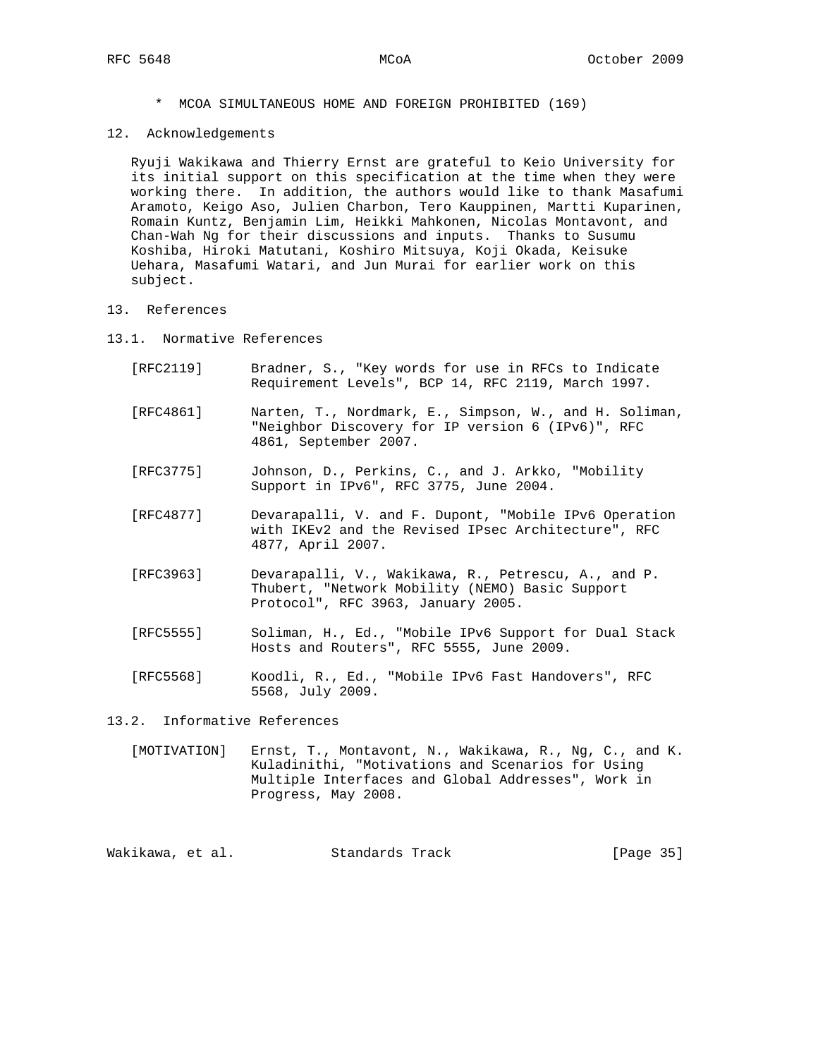* MCOA SIMULTANEOUS HOME AND FOREIGN PROHIBITED (169)

## 12. Acknowledgements

Ryuji Wakikawa and Thierry Ernst are grateful to Keio University for its initial support on this specification at the time when they were working there. In addition, the authors would like to thank Masafumi Aramoto, Keigo Aso, Julien Charbon, Tero Kauppinen, Martti Kuparinen, Romain Kuntz, Benjamin Lim, Heikki Mahkonen, Nicolas Montavont, and Chan-Wah Ng for their discussions and inputs. Thanks to Susumu Koshiba, Hiroki Matutani, Koshiro Mitsuya, Koji Okada, Keisuke Uehara, Masafumi Watari, and Jun Murai for earlier work on this subject.

## 13. References

### 13.1. Normative References

[RFC2119] Bradner, S., "Key words for use in RFCs to Indicate Requirement Levels", BCP 14, RFC 2119, March 1997.

[RFC4861] Narten, T., Nordmark, E., Simpson, W., and H. Soliman, "Neighbor Discovery for IP version 6 (IPv6)", RFC 4861, September 2007.

[RFC3775] Johnson, D., Perkins, C., and J. Arkko, "Mobility Support in IPv6", RFC 3775, June 2004.

[RFC4877] Devarapalli, V. and F. Dupont, "Mobile IPv6 Operation with IKEv2 and the Revised IPsec Architecture", RFC 4877, April 2007.

[RFC3963] Devarapalli, V., Wakikawa, R., Petrescu, A., and P. Thubert, "Network Mobility (NEMO) Basic Support Protocol", RFC 3963, January 2005.

[RFC5555] Soliman, H., Ed., "Mobile IPv6 Support for Dual Stack Hosts and Routers", RFC 5555, June 2009.

[RFC5568] Koodli, R., Ed., "Mobile IPv6 Fast Handovers", RFC 5568, July 2009.

### 13.2. Informative References

[MOTIVATION] Ernst, T., Montavont, N., Wakikawa, R., Ng, C., and K. Kuladinithi, "Motivations and Scenarios for Using Multiple Interfaces and Global Addresses", Work in Progress, May 2008.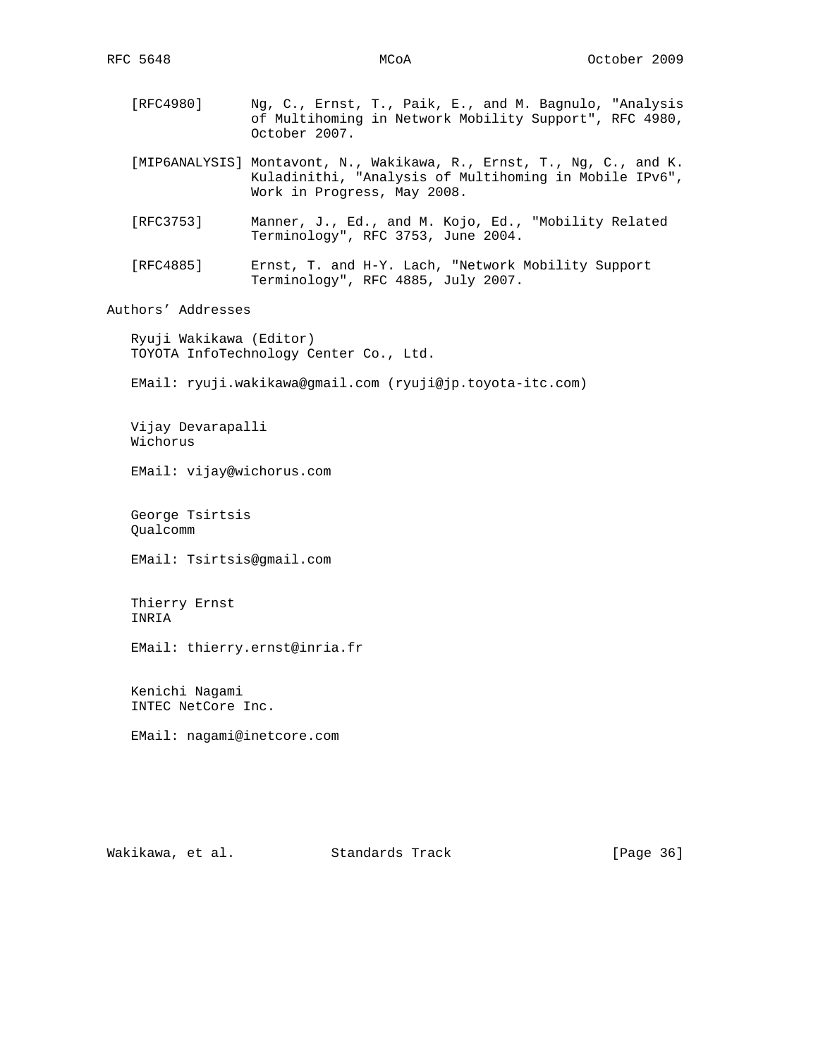[RFC4980] Ng, C., Ernst, T., Paik, E., and M. Bagnulo, "Analysis of Multihoming in Network Mobility Support", RFC 4980, October 2007.

[MIP6ANALYSIS] Montavont, N., Wakikawa, R., Ernst, T., Ng, C., and K. Kuladinithi, "Analysis of Multihoming in Mobile IPv6", Work in Progress, May 2008.

[RFC3753] Manner, J., Ed., and M. Kojo, Ed., "Mobility Related Terminology", RFC 3753, June 2004.

[RFC4885] Ernst, T. and H-Y. Lach, "Network Mobility Support Terminology", RFC 4885, July 2007.

## Authors' Addresses

Ryuji Wakikawa (Editor)
TOYOTA InfoTechnology Center Co., Ltd.

EMail: ryuji.wakikawa@gmail.com (ryuji@jp.toyota-itc.com)

Vijay Devarapalli
Wichorus

EMail: vijay@wichorus.com

George Tsirtsis
Qualcomm

EMail: Tsirtsis@gmail.com

Thierry Ernst
INRIA

EMail: thierry.ernst@inria.fr

Kenichi Nagami
INTEC NetCore Inc.

EMail: nagami@inetcore.com